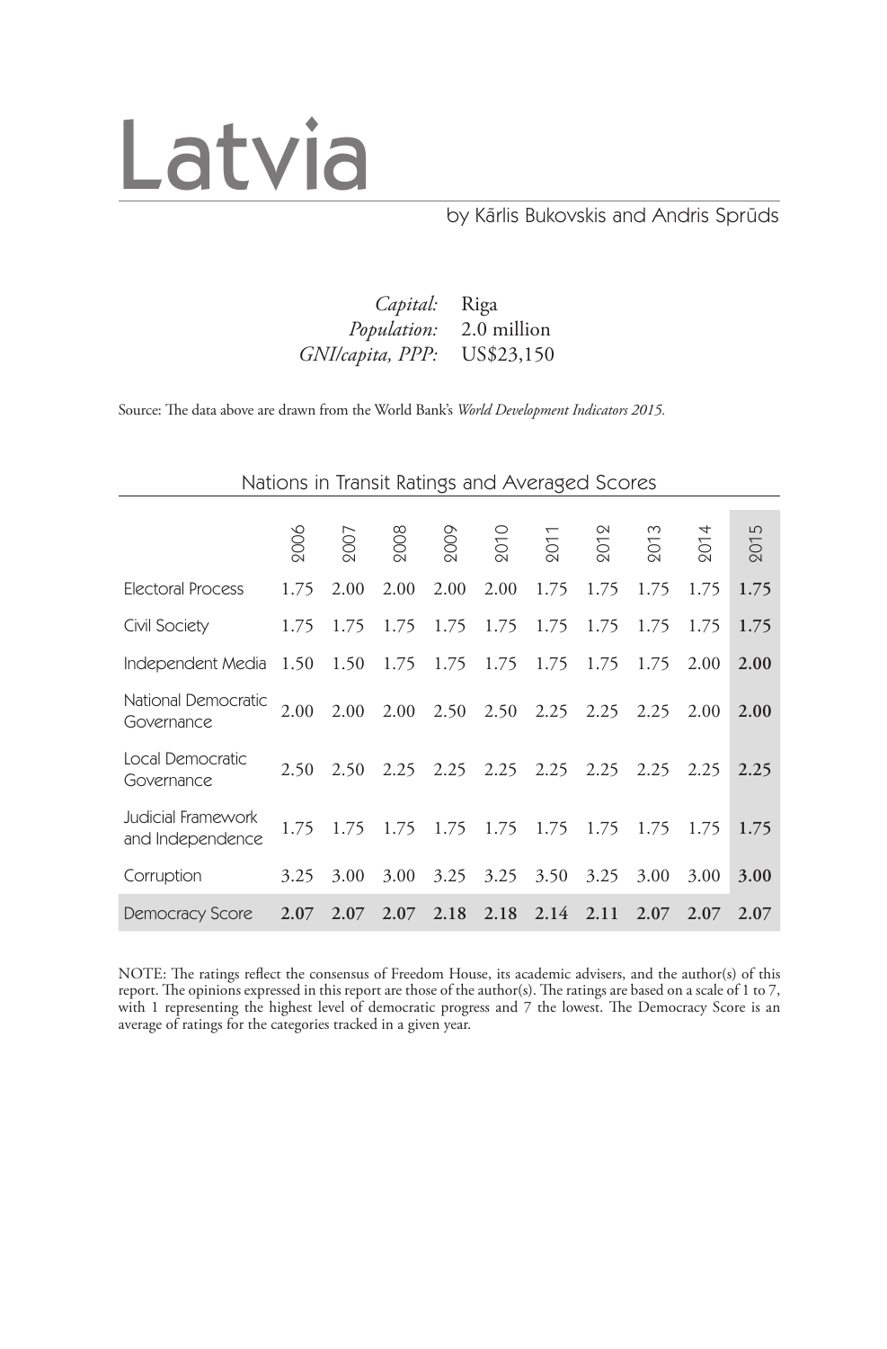# Latvia

by Kārlis Bukovskis and Andris Sprūds

*Capital:* Riga
*Population:* 2.0 million
*GNI/capita, PPP:* US$23,150

Source: The data above are drawn from the World Bank's *World Development Indicators 2015.*

## Nations in Transit Ratings and Averaged Scores

| | 2006 | 2007 | 2008 | 2009 | 2010 | 2011 | 2012 | 2013 | 2014 | 2015 |
|---|---|---|---|---|---|---|---|---|---|---|
| Electoral Process | 1.75 | 2.00 | 2.00 | 2.00 | 2.00 | 1.75 | 1.75 | 1.75 | 1.75 | **1.75** |
| Civil Society | 1.75 | 1.75 | 1.75 | 1.75 | 1.75 | 1.75 | 1.75 | 1.75 | 1.75 | **1.75** |
| Independent Media | 1.50 | 1.50 | 1.75 | 1.75 | 1.75 | 1.75 | 1.75 | 1.75 | 2.00 | **2.00** |
| National Democratic Governance | 2.00 | 2.00 | 2.00 | 2.50 | 2.50 | 2.25 | 2.25 | 2.25 | 2.00 | **2.00** |
| Local Democratic Governance | 2.50 | 2.50 | 2.25 | 2.25 | 2.25 | 2.25 | 2.25 | 2.25 | 2.25 | **2.25** |
| Judicial Framework and Independence | 1.75 | 1.75 | 1.75 | 1.75 | 1.75 | 1.75 | 1.75 | 1.75 | 1.75 | **1.75** |
| Corruption | 3.25 | 3.00 | 3.00 | 3.25 | 3.25 | 3.50 | 3.25 | 3.00 | 3.00 | **3.00** |
| Democracy Score | **2.07** | **2.07** | **2.07** | **2.18** | **2.18** | **2.14** | **2.11** | **2.07** | **2.07** | **2.07** |

NOTE: The ratings reflect the consensus of Freedom House, its academic advisers, and the author(s) of this report. The opinions expressed in this report are those of the author(s). The ratings are based on a scale of 1 to 7, with 1 representing the highest level of democratic progress and 7 the lowest. The Democracy Score is an average of ratings for the categories tracked in a given year.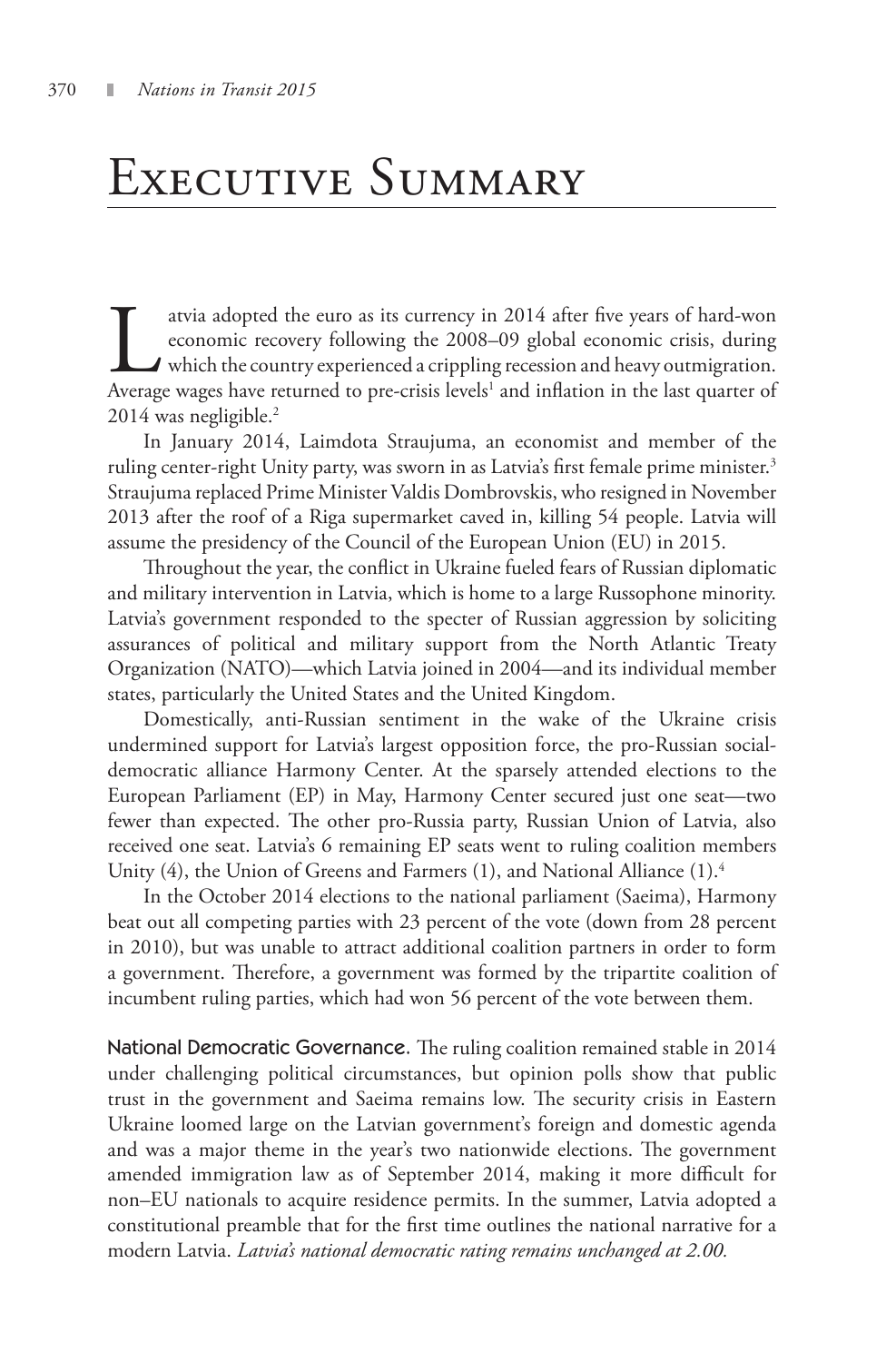# Executive Summary

Latvia adopted the euro as its currency in 2014 after five years of hard-won economic recovery following the 2008–09 global economic crisis, during which the country experienced a crippling recession and heavy outmigration. Average wages have returned to pre-crisis levels[1] and inflation in the last quarter of 2014 was negligible.[2]

In January 2014, Laimdota Straujuma, an economist and member of the ruling center-right Unity party, was sworn in as Latvia's first female prime minister.[3] Straujuma replaced Prime Minister Valdis Dombrovskis, who resigned in November 2013 after the roof of a Riga supermarket caved in, killing 54 people. Latvia will assume the presidency of the Council of the European Union (EU) in 2015.

Throughout the year, the conflict in Ukraine fueled fears of Russian diplomatic and military intervention in Latvia, which is home to a large Russophone minority. Latvia's government responded to the specter of Russian aggression by soliciting assurances of political and military support from the North Atlantic Treaty Organization (NATO)—which Latvia joined in 2004—and its individual member states, particularly the United States and the United Kingdom.

Domestically, anti-Russian sentiment in the wake of the Ukraine crisis undermined support for Latvia's largest opposition force, the pro-Russian social-democratic alliance Harmony Center. At the sparsely attended elections to the European Parliament (EP) in May, Harmony Center secured just one seat—two fewer than expected. The other pro-Russia party, Russian Union of Latvia, also received one seat. Latvia's 6 remaining EP seats went to ruling coalition members Unity (4), the Union of Greens and Farmers (1), and National Alliance (1).[4]

In the October 2014 elections to the national parliament (Saeima), Harmony beat out all competing parties with 23 percent of the vote (down from 28 percent in 2010), but was unable to attract additional coalition partners in order to form a government. Therefore, a government was formed by the tripartite coalition of incumbent ruling parties, which had won 56 percent of the vote between them.

**National Democratic Governance.** The ruling coalition remained stable in 2014 under challenging political circumstances, but opinion polls show that public trust in the government and Saeima remains low. The security crisis in Eastern Ukraine loomed large on the Latvian government's foreign and domestic agenda and was a major theme in the year's two nationwide elections. The government amended immigration law as of September 2014, making it more difficult for non–EU nationals to acquire residence permits. In the summer, Latvia adopted a constitutional preamble that for the first time outlines the national narrative for a modern Latvia. *Latvia's national democratic rating remains unchanged at 2.00.*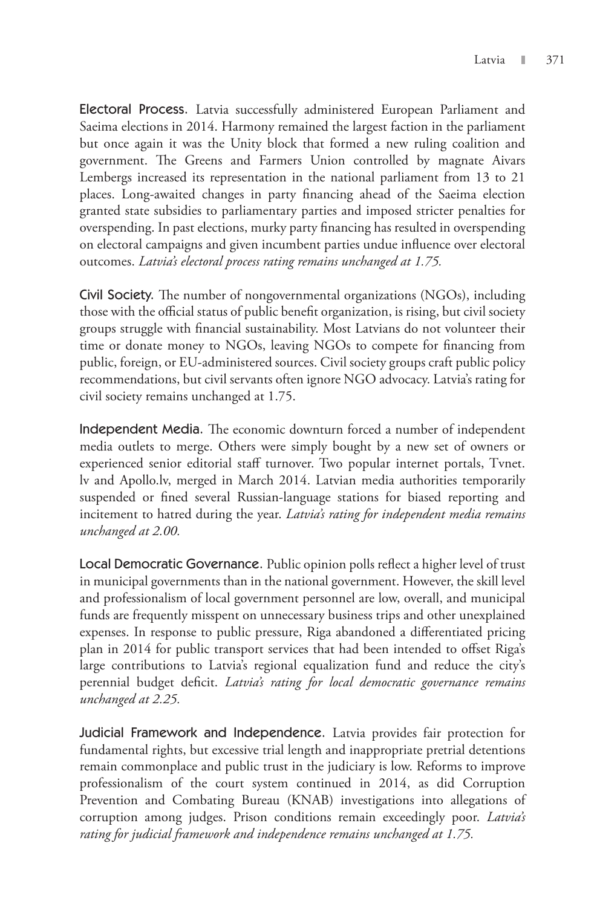**Electoral Process.** Latvia successfully administered European Parliament and Saeima elections in 2014. Harmony remained the largest faction in the parliament but once again it was the Unity block that formed a new ruling coalition and government. The Greens and Farmers Union controlled by magnate Aivars Lembergs increased its representation in the national parliament from 13 to 21 places. Long-awaited changes in party financing ahead of the Saeima election granted state subsidies to parliamentary parties and imposed stricter penalties for overspending. In past elections, murky party financing has resulted in overspending on electoral campaigns and given incumbent parties undue influence over electoral outcomes. *Latvia's electoral process rating remains unchanged at 1.75.*

**Civil Society.** The number of nongovernmental organizations (NGOs), including those with the official status of public benefit organization, is rising, but civil society groups struggle with financial sustainability. Most Latvians do not volunteer their time or donate money to NGOs, leaving NGOs to compete for financing from public, foreign, or EU-administered sources. Civil society groups craft public policy recommendations, but civil servants often ignore NGO advocacy. Latvia's rating for civil society remains unchanged at 1.75.

**Independent Media.** The economic downturn forced a number of independent media outlets to merge. Others were simply bought by a new set of owners or experienced senior editorial staff turnover. Two popular internet portals, Tvnet.lv and Apollo.lv, merged in March 2014. Latvian media authorities temporarily suspended or fined several Russian-language stations for biased reporting and incitement to hatred during the year. *Latvia's rating for independent media remains unchanged at 2.00.*

**Local Democratic Governance.** Public opinion polls reflect a higher level of trust in municipal governments than in the national government. However, the skill level and professionalism of local government personnel are low, overall, and municipal funds are frequently misspent on unnecessary business trips and other unexplained expenses. In response to public pressure, Riga abandoned a differentiated pricing plan in 2014 for public transport services that had been intended to offset Riga's large contributions to Latvia's regional equalization fund and reduce the city's perennial budget deficit. *Latvia's rating for local democratic governance remains unchanged at 2.25.*

**Judicial Framework and Independence.** Latvia provides fair protection for fundamental rights, but excessive trial length and inappropriate pretrial detentions remain commonplace and public trust in the judiciary is low. Reforms to improve professionalism of the court system continued in 2014, as did Corruption Prevention and Combating Bureau (KNAB) investigations into allegations of corruption among judges. Prison conditions remain exceedingly poor. *Latvia's rating for judicial framework and independence remains unchanged at 1.75.*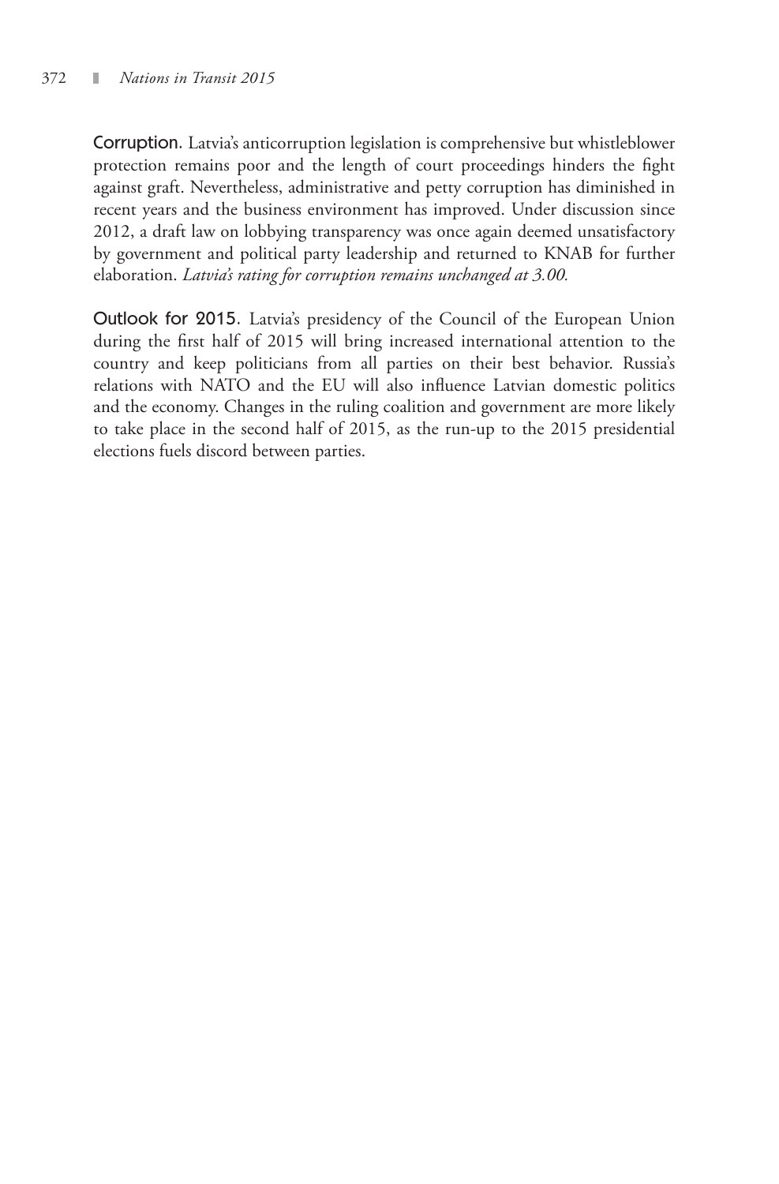**Corruption**. Latvia's anticorruption legislation is comprehensive but whistleblower protection remains poor and the length of court proceedings hinders the fight against graft. Nevertheless, administrative and petty corruption has diminished in recent years and the business environment has improved. Under discussion since 2012, a draft law on lobbying transparency was once again deemed unsatisfactory by government and political party leadership and returned to KNAB for further elaboration. *Latvia's rating for corruption remains unchanged at 3.00.*

**Outlook for 2015**. Latvia's presidency of the Council of the European Union during the first half of 2015 will bring increased international attention to the country and keep politicians from all parties on their best behavior. Russia's relations with NATO and the EU will also influence Latvian domestic politics and the economy. Changes in the ruling coalition and government are more likely to take place in the second half of 2015, as the run-up to the 2015 presidential elections fuels discord between parties.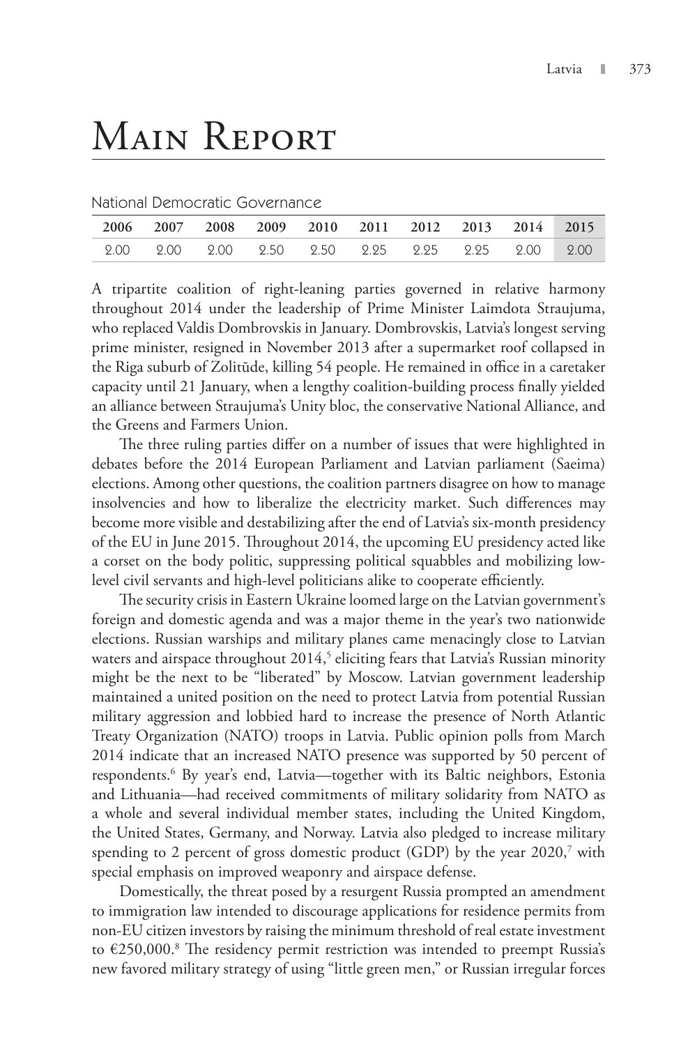# Main Report

National Democratic Governance

| 2006 | 2007 | 2008 | 2009 | 2010 | 2011 | 2012 | 2013 | 2014 | 2015 |
|---|---|---|---|---|---|---|---|---|---|
| 2.00 | 2.00 | 2.00 | 2.50 | 2.50 | 2.25 | 2.25 | 2.25 | 2.00 | 2.00 |

A tripartite coalition of right-leaning parties governed in relative harmony throughout 2014 under the leadership of Prime Minister Laimdota Straujuma, who replaced Valdis Dombrovskis in January. Dombrovskis, Latvia's longest serving prime minister, resigned in November 2013 after a supermarket roof collapsed in the Riga suburb of Zolitūde, killing 54 people. He remained in office in a caretaker capacity until 21 January, when a lengthy coalition-building process finally yielded an alliance between Straujuma's Unity bloc, the conservative National Alliance, and the Greens and Farmers Union.

The three ruling parties differ on a number of issues that were highlighted in debates before the 2014 European Parliament and Latvian parliament (Saeima) elections. Among other questions, the coalition partners disagree on how to manage insolvencies and how to liberalize the electricity market. Such differences may become more visible and destabilizing after the end of Latvia's six-month presidency of the EU in June 2015. Throughout 2014, the upcoming EU presidency acted like a corset on the body politic, suppressing political squabbles and mobilizing low-level civil servants and high-level politicians alike to cooperate efficiently.

The security crisis in Eastern Ukraine loomed large on the Latvian government's foreign and domestic agenda and was a major theme in the year's two nationwide elections. Russian warships and military planes came menacingly close to Latvian waters and airspace throughout 2014,[5] eliciting fears that Latvia's Russian minority might be the next to be "liberated" by Moscow. Latvian government leadership maintained a united position on the need to protect Latvia from potential Russian military aggression and lobbied hard to increase the presence of North Atlantic Treaty Organization (NATO) troops in Latvia. Public opinion polls from March 2014 indicate that an increased NATO presence was supported by 50 percent of respondents.[6] By year's end, Latvia—together with its Baltic neighbors, Estonia and Lithuania—had received commitments of military solidarity from NATO as a whole and several individual member states, including the United Kingdom, the United States, Germany, and Norway. Latvia also pledged to increase military spending to 2 percent of gross domestic product (GDP) by the year 2020,[7] with special emphasis on improved weaponry and airspace defense.

Domestically, the threat posed by a resurgent Russia prompted an amendment to immigration law intended to discourage applications for residence permits from non-EU citizen investors by raising the minimum threshold of real estate investment to €250,000.[8] The residency permit restriction was intended to preempt Russia's new favored military strategy of using "little green men," or Russian irregular forces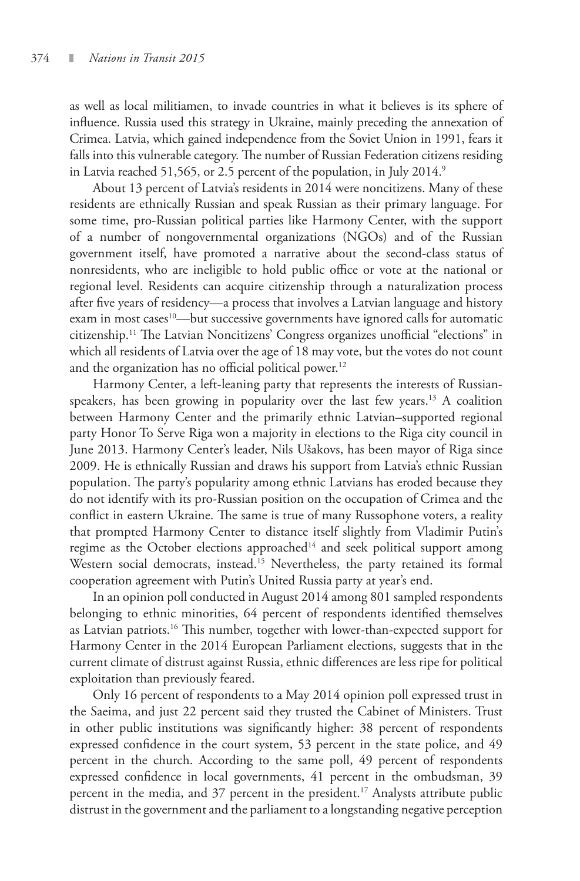as well as local militiamen, to invade countries in what it believes is its sphere of influence. Russia used this strategy in Ukraine, mainly preceding the annexation of Crimea. Latvia, which gained independence from the Soviet Union in 1991, fears it falls into this vulnerable category. The number of Russian Federation citizens residing in Latvia reached 51,565, or 2.5 percent of the population, in July 2014.[9]

About 13 percent of Latvia's residents in 2014 were noncitizens. Many of these residents are ethnically Russian and speak Russian as their primary language. For some time, pro-Russian political parties like Harmony Center, with the support of a number of nongovernmental organizations (NGOs) and of the Russian government itself, have promoted a narrative about the second-class status of nonresidents, who are ineligible to hold public office or vote at the national or regional level. Residents can acquire citizenship through a naturalization process after five years of residency—a process that involves a Latvian language and history exam in most cases[10]—but successive governments have ignored calls for automatic citizenship.[11] The Latvian Noncitizens' Congress organizes unofficial "elections" in which all residents of Latvia over the age of 18 may vote, but the votes do not count and the organization has no official political power.[12]

Harmony Center, a left-leaning party that represents the interests of Russian-speakers, has been growing in popularity over the last few years.[13] A coalition between Harmony Center and the primarily ethnic Latvian–supported regional party Honor To Serve Riga won a majority in elections to the Riga city council in June 2013. Harmony Center's leader, Nils Ušakovs, has been mayor of Riga since 2009. He is ethnically Russian and draws his support from Latvia's ethnic Russian population. The party's popularity among ethnic Latvians has eroded because they do not identify with its pro-Russian position on the occupation of Crimea and the conflict in eastern Ukraine. The same is true of many Russophone voters, a reality that prompted Harmony Center to distance itself slightly from Vladimir Putin's regime as the October elections approached[14] and seek political support among Western social democrats, instead.[15] Nevertheless, the party retained its formal cooperation agreement with Putin's United Russia party at year's end.

In an opinion poll conducted in August 2014 among 801 sampled respondents belonging to ethnic minorities, 64 percent of respondents identified themselves as Latvian patriots.[16] This number, together with lower-than-expected support for Harmony Center in the 2014 European Parliament elections, suggests that in the current climate of distrust against Russia, ethnic differences are less ripe for political exploitation than previously feared.

Only 16 percent of respondents to a May 2014 opinion poll expressed trust in the Saeima, and just 22 percent said they trusted the Cabinet of Ministers. Trust in other public institutions was significantly higher: 38 percent of respondents expressed confidence in the court system, 53 percent in the state police, and 49 percent in the church. According to the same poll, 49 percent of respondents expressed confidence in local governments, 41 percent in the ombudsman, 39 percent in the media, and 37 percent in the president.[17] Analysts attribute public distrust in the government and the parliament to a longstanding negative perception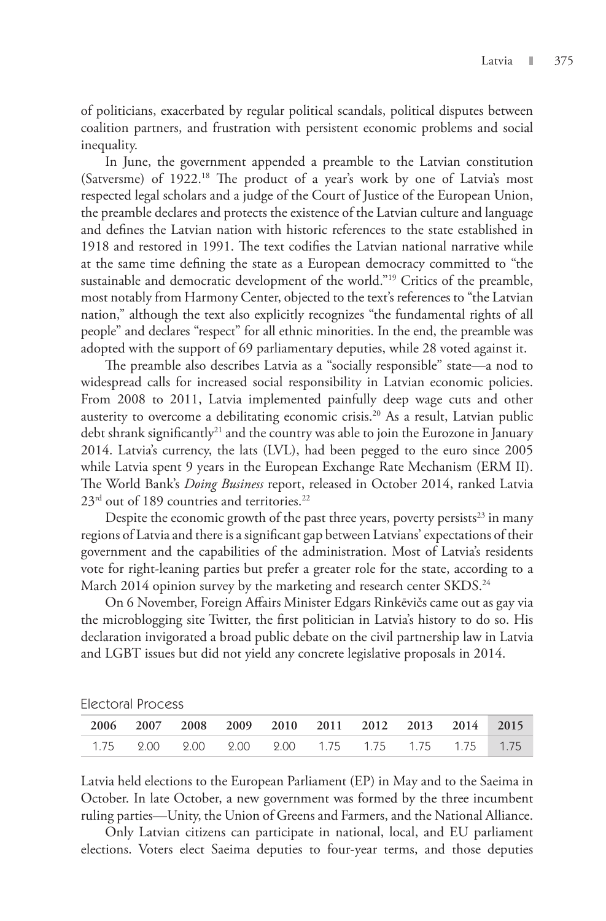of politicians, exacerbated by regular political scandals, political disputes between coalition partners, and frustration with persistent economic problems and social inequality.

In June, the government appended a preamble to the Latvian constitution (Satversme) of 1922.[18] The product of a year's work by one of Latvia's most respected legal scholars and a judge of the Court of Justice of the European Union, the preamble declares and protects the existence of the Latvian culture and language and defines the Latvian nation with historic references to the state established in 1918 and restored in 1991. The text codifies the Latvian national narrative while at the same time defining the state as a European democracy committed to "the sustainable and democratic development of the world."[19] Critics of the preamble, most notably from Harmony Center, objected to the text's references to "the Latvian nation," although the text also explicitly recognizes "the fundamental rights of all people" and declares "respect" for all ethnic minorities. In the end, the preamble was adopted with the support of 69 parliamentary deputies, while 28 voted against it.

The preamble also describes Latvia as a "socially responsible" state—a nod to widespread calls for increased social responsibility in Latvian economic policies. From 2008 to 2011, Latvia implemented painfully deep wage cuts and other austerity to overcome a debilitating economic crisis.[20] As a result, Latvian public debt shrank significantly[21] and the country was able to join the Eurozone in January 2014. Latvia's currency, the lats (LVL), had been pegged to the euro since 2005 while Latvia spent 9 years in the European Exchange Rate Mechanism (ERM II). The World Bank's *Doing Business* report, released in October 2014, ranked Latvia 23rd out of 189 countries and territories.[22]

Despite the economic growth of the past three years, poverty persists[23] in many regions of Latvia and there is a significant gap between Latvians' expectations of their government and the capabilities of the administration. Most of Latvia's residents vote for right-leaning parties but prefer a greater role for the state, according to a March 2014 opinion survey by the marketing and research center SKDS.[24]

On 6 November, Foreign Affairs Minister Edgars Rinkēvičs came out as gay via the microblogging site Twitter, the first politician in Latvia's history to do so. His declaration invigorated a broad public debate on the civil partnership law in Latvia and LGBT issues but did not yield any concrete legislative proposals in 2014.

## Electoral Process

| 2006 | 2007 | 2008 | 2009 | 2010 | 2011 | 2012 | 2013 | 2014 | 2015 |
|---|---|---|---|---|---|---|---|---|---|
| 1.75 | 2.00 | 2.00 | 2.00 | 2.00 | 1.75 | 1.75 | 1.75 | 1.75 | 1.75 |

Latvia held elections to the European Parliament (EP) in May and to the Saeima in October. In late October, a new government was formed by the three incumbent ruling parties—Unity, the Union of Greens and Farmers, and the National Alliance.

Only Latvian citizens can participate in national, local, and EU parliament elections. Voters elect Saeima deputies to four-year terms, and those deputies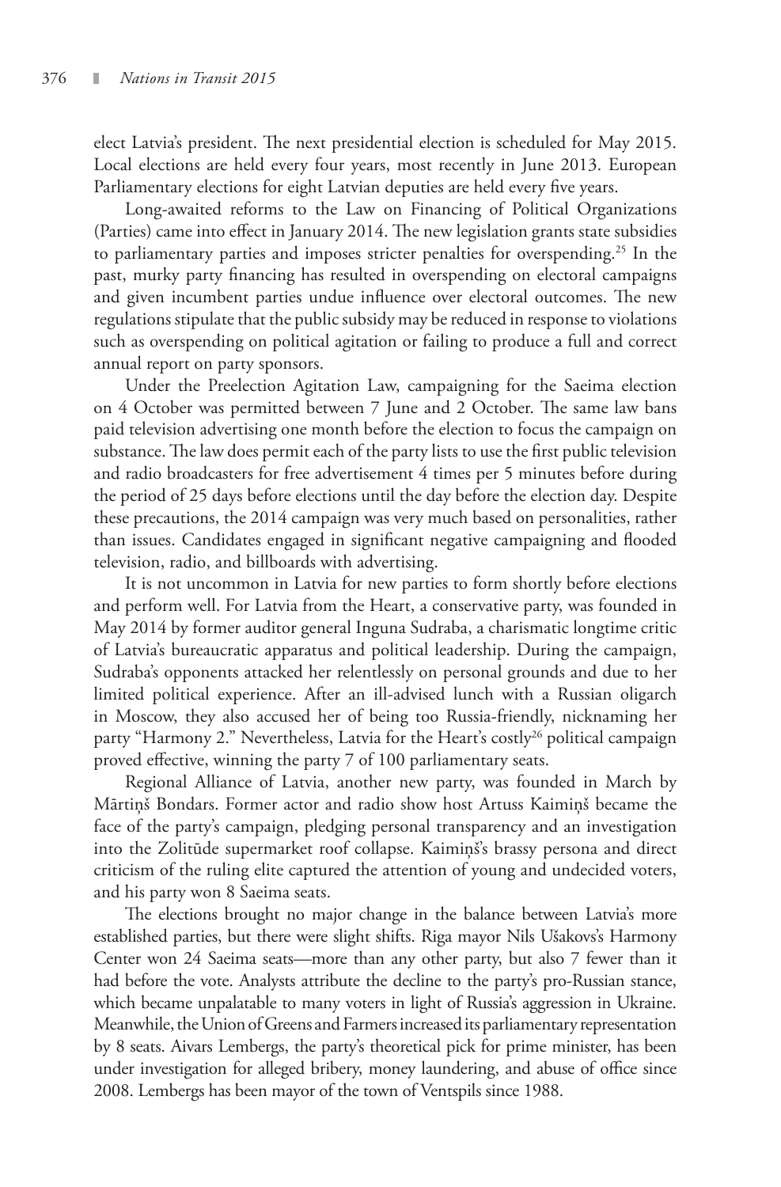elect Latvia's president. The next presidential election is scheduled for May 2015. Local elections are held every four years, most recently in June 2013. European Parliamentary elections for eight Latvian deputies are held every five years.

Long-awaited reforms to the Law on Financing of Political Organizations (Parties) came into effect in January 2014. The new legislation grants state subsidies to parliamentary parties and imposes stricter penalties for overspending.[25] In the past, murky party financing has resulted in overspending on electoral campaigns and given incumbent parties undue influence over electoral outcomes. The new regulations stipulate that the public subsidy may be reduced in response to violations such as overspending on political agitation or failing to produce a full and correct annual report on party sponsors.

Under the Preelection Agitation Law, campaigning for the Saeima election on 4 October was permitted between 7 June and 2 October. The same law bans paid television advertising one month before the election to focus the campaign on substance. The law does permit each of the party lists to use the first public television and radio broadcasters for free advertisement 4 times per 5 minutes before during the period of 25 days before elections until the day before the election day. Despite these precautions, the 2014 campaign was very much based on personalities, rather than issues. Candidates engaged in significant negative campaigning and flooded television, radio, and billboards with advertising.

It is not uncommon in Latvia for new parties to form shortly before elections and perform well. For Latvia from the Heart, a conservative party, was founded in May 2014 by former auditor general Inguna Sudraba, a charismatic longtime critic of Latvia's bureaucratic apparatus and political leadership. During the campaign, Sudraba's opponents attacked her relentlessly on personal grounds and due to her limited political experience. After an ill-advised lunch with a Russian oligarch in Moscow, they also accused her of being too Russia-friendly, nicknaming her party "Harmony 2." Nevertheless, Latvia for the Heart's costly[26] political campaign proved effective, winning the party 7 of 100 parliamentary seats.

Regional Alliance of Latvia, another new party, was founded in March by Mārtiņš Bondars. Former actor and radio show host Artuss Kaimiņš became the face of the party's campaign, pledging personal transparency and an investigation into the Zolitūde supermarket roof collapse. Kaimiņš's brassy persona and direct criticism of the ruling elite captured the attention of young and undecided voters, and his party won 8 Saeima seats.

The elections brought no major change in the balance between Latvia's more established parties, but there were slight shifts. Riga mayor Nils Ušakovs's Harmony Center won 24 Saeima seats—more than any other party, but also 7 fewer than it had before the vote. Analysts attribute the decline to the party's pro-Russian stance, which became unpalatable to many voters in light of Russia's aggression in Ukraine. Meanwhile, the Union of Greens and Farmers increased its parliamentary representation by 8 seats. Aivars Lembergs, the party's theoretical pick for prime minister, has been under investigation for alleged bribery, money laundering, and abuse of office since 2008. Lembergs has been mayor of the town of Ventspils since 1988.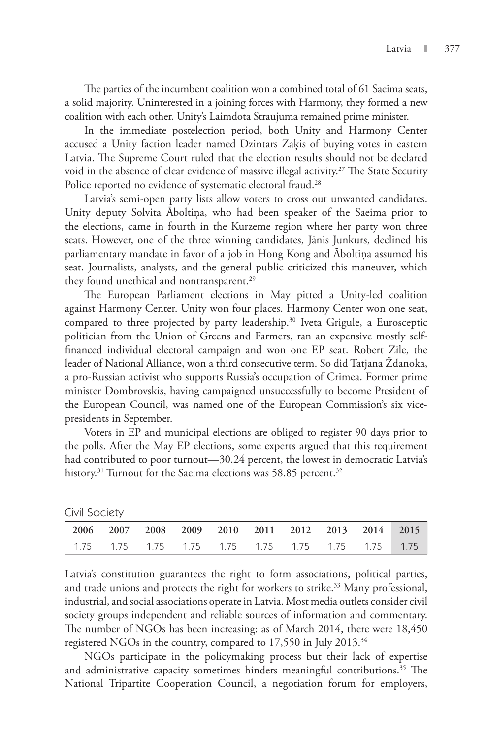The parties of the incumbent coalition won a combined total of 61 Saeima seats, a solid majority. Uninterested in a joining forces with Harmony, they formed a new coalition with each other. Unity's Laimdota Straujuma remained prime minister.

In the immediate postelection period, both Unity and Harmony Center accused a Unity faction leader named Dzintars Zaķis of buying votes in eastern Latvia. The Supreme Court ruled that the election results should not be declared void in the absence of clear evidence of massive illegal activity.[27] The State Security Police reported no evidence of systematic electoral fraud.[28]

Latvia's semi-open party lists allow voters to cross out unwanted candidates. Unity deputy Solvita Āboltiņa, who had been speaker of the Saeima prior to the elections, came in fourth in the Kurzeme region where her party won three seats. However, one of the three winning candidates, Jānis Junkurs, declined his parliamentary mandate in favor of a job in Hong Kong and Āboltiņa assumed his seat. Journalists, analysts, and the general public criticized this maneuver, which they found unethical and nontransparent.[29]

The European Parliament elections in May pitted a Unity-led coalition against Harmony Center. Unity won four places. Harmony Center won one seat, compared to three projected by party leadership.[30] Iveta Grigule, a Eurosceptic politician from the Union of Greens and Farmers, ran an expensive mostly self-financed individual electoral campaign and won one EP seat. Robert Zīle, the leader of National Alliance, won a third consecutive term. So did Tatjana Ždanoka, a pro-Russian activist who supports Russia's occupation of Crimea. Former prime minister Dombrovskis, having campaigned unsuccessfully to become President of the European Council, was named one of the European Commission's six vice-presidents in September.

Voters in EP and municipal elections are obliged to register 90 days prior to the polls. After the May EP elections, some experts argued that this requirement had contributed to poor turnout—30.24 percent, the lowest in democratic Latvia's history.[31] Turnout for the Saeima elections was 58.85 percent.[32]

Civil Society

| 2006 | 2007 | 2008 | 2009 | 2010 | 2011 | 2012 | 2013 | 2014 | 2015 |
|---|---|---|---|---|---|---|---|---|---|
| 1.75 | 1.75 | 1.75 | 1.75 | 1.75 | 1.75 | 1.75 | 1.75 | 1.75 | 1.75 |

Latvia's constitution guarantees the right to form associations, political parties, and trade unions and protects the right for workers to strike.[33] Many professional, industrial, and social associations operate in Latvia. Most media outlets consider civil society groups independent and reliable sources of information and commentary. The number of NGOs has been increasing: as of March 2014, there were 18,450 registered NGOs in the country, compared to 17,550 in July 2013.[34]

NGOs participate in the policymaking process but their lack of expertise and administrative capacity sometimes hinders meaningful contributions.[35] The National Tripartite Cooperation Council, a negotiation forum for employers,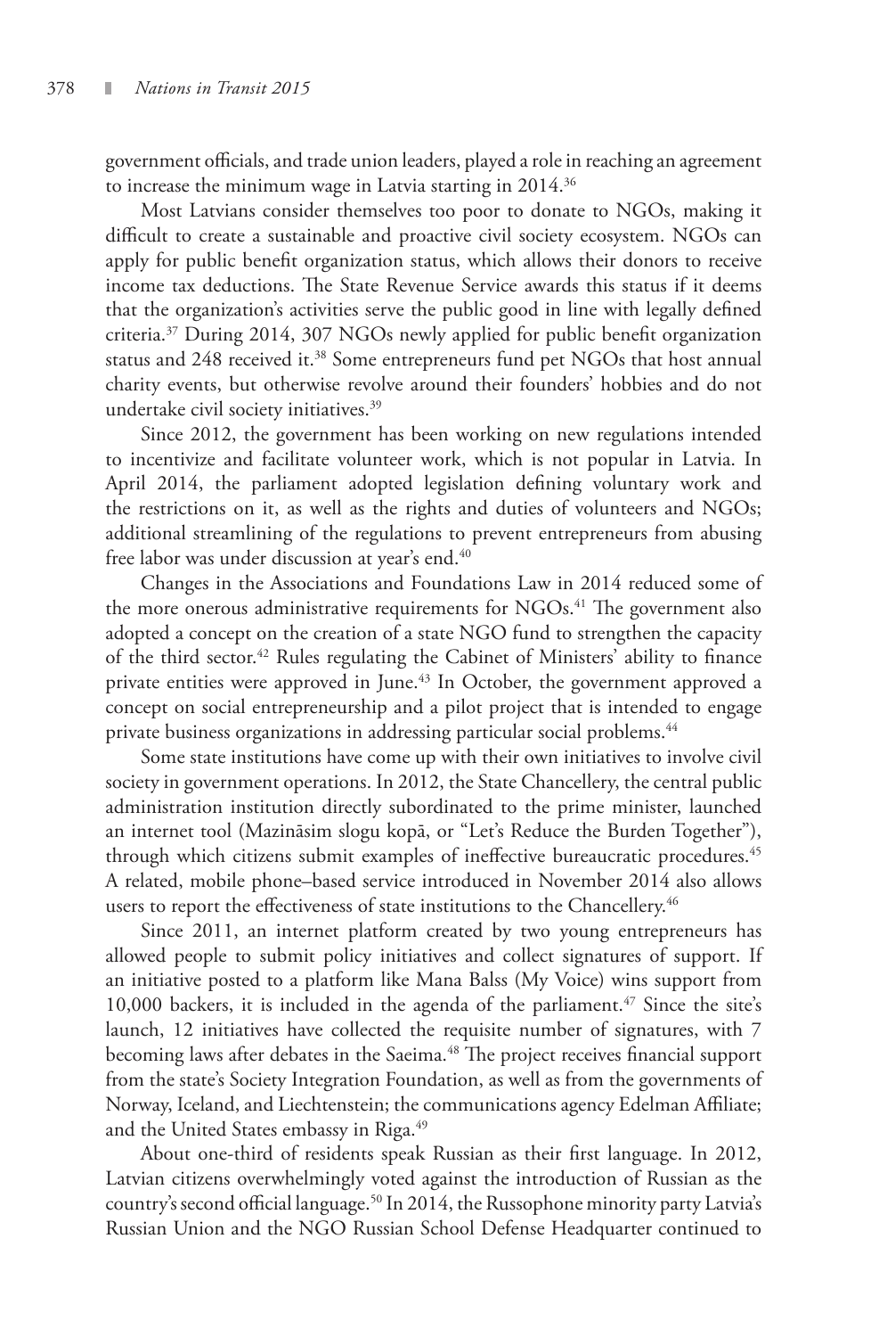government officials, and trade union leaders, played a role in reaching an agreement to increase the minimum wage in Latvia starting in 2014.[36]

Most Latvians consider themselves too poor to donate to NGOs, making it difficult to create a sustainable and proactive civil society ecosystem. NGOs can apply for public benefit organization status, which allows their donors to receive income tax deductions. The State Revenue Service awards this status if it deems that the organization's activities serve the public good in line with legally defined criteria.[37] During 2014, 307 NGOs newly applied for public benefit organization status and 248 received it.[38] Some entrepreneurs fund pet NGOs that host annual charity events, but otherwise revolve around their founders' hobbies and do not undertake civil society initiatives.[39]

Since 2012, the government has been working on new regulations intended to incentivize and facilitate volunteer work, which is not popular in Latvia. In April 2014, the parliament adopted legislation defining voluntary work and the restrictions on it, as well as the rights and duties of volunteers and NGOs; additional streamlining of the regulations to prevent entrepreneurs from abusing free labor was under discussion at year's end.[40]

Changes in the Associations and Foundations Law in 2014 reduced some of the more onerous administrative requirements for NGOs.[41] The government also adopted a concept on the creation of a state NGO fund to strengthen the capacity of the third sector.[42] Rules regulating the Cabinet of Ministers' ability to finance private entities were approved in June.[43] In October, the government approved a concept on social entrepreneurship and a pilot project that is intended to engage private business organizations in addressing particular social problems.[44]

Some state institutions have come up with their own initiatives to involve civil society in government operations. In 2012, the State Chancellery, the central public administration institution directly subordinated to the prime minister, launched an internet tool (Mazināsim slogu kopā, or "Let's Reduce the Burden Together"), through which citizens submit examples of ineffective bureaucratic procedures.[45] A related, mobile phone–based service introduced in November 2014 also allows users to report the effectiveness of state institutions to the Chancellery.[46]

Since 2011, an internet platform created by two young entrepreneurs has allowed people to submit policy initiatives and collect signatures of support. If an initiative posted to a platform like Mana Balss (My Voice) wins support from 10,000 backers, it is included in the agenda of the parliament.[47] Since the site's launch, 12 initiatives have collected the requisite number of signatures, with 7 becoming laws after debates in the Saeima.[48] The project receives financial support from the state's Society Integration Foundation, as well as from the governments of Norway, Iceland, and Liechtenstein; the communications agency Edelman Affiliate; and the United States embassy in Riga.[49]

About one-third of residents speak Russian as their first language. In 2012, Latvian citizens overwhelmingly voted against the introduction of Russian as the country's second official language.[50] In 2014, the Russophone minority party Latvia's Russian Union and the NGO Russian School Defense Headquarter continued to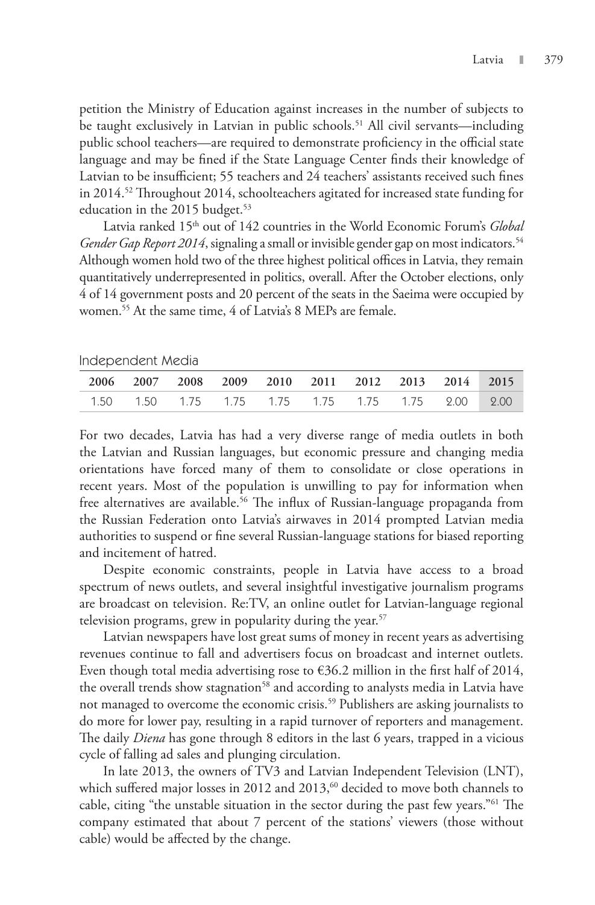petition the Ministry of Education against increases in the number of subjects to be taught exclusively in Latvian in public schools.[51] All civil servants—including public school teachers—are required to demonstrate proficiency in the official state language and may be fined if the State Language Center finds their knowledge of Latvian to be insufficient; 55 teachers and 24 teachers' assistants received such fines in 2014.[52] Throughout 2014, schoolteachers agitated for increased state funding for education in the 2015 budget.[53]

Latvia ranked 15th out of 142 countries in the World Economic Forum's *Global Gender Gap Report 2014*, signaling a small or invisible gender gap on most indicators.[54] Although women hold two of the three highest political offices in Latvia, they remain quantitatively underrepresented in politics, overall. After the October elections, only 4 of 14 government posts and 20 percent of the seats in the Saeima were occupied by women.[55] At the same time, 4 of Latvia's 8 MEPs are female.

## Independent Media

| 2006 | 2007 | 2008 | 2009 | 2010 | 2011 | 2012 | 2013 | 2014 | 2015 |
|---|---|---|---|---|---|---|---|---|---|
| 1.50 | 1.50 | 1.75 | 1.75 | 1.75 | 1.75 | 1.75 | 1.75 | 2.00 | 2.00 |

For two decades, Latvia has had a very diverse range of media outlets in both the Latvian and Russian languages, but economic pressure and changing media orientations have forced many of them to consolidate or close operations in recent years. Most of the population is unwilling to pay for information when free alternatives are available.[56] The influx of Russian-language propaganda from the Russian Federation onto Latvia's airwaves in 2014 prompted Latvian media authorities to suspend or fine several Russian-language stations for biased reporting and incitement of hatred.

Despite economic constraints, people in Latvia have access to a broad spectrum of news outlets, and several insightful investigative journalism programs are broadcast on television. Re:TV, an online outlet for Latvian-language regional television programs, grew in popularity during the year.[57]

Latvian newspapers have lost great sums of money in recent years as advertising revenues continue to fall and advertisers focus on broadcast and internet outlets. Even though total media advertising rose to €36.2 million in the first half of 2014, the overall trends show stagnation[58] and according to analysts media in Latvia have not managed to overcome the economic crisis.[59] Publishers are asking journalists to do more for lower pay, resulting in a rapid turnover of reporters and management. The daily *Diena* has gone through 8 editors in the last 6 years, trapped in a vicious cycle of falling ad sales and plunging circulation.

In late 2013, the owners of TV3 and Latvian Independent Television (LNT), which suffered major losses in 2012 and 2013,[60] decided to move both channels to cable, citing "the unstable situation in the sector during the past few years."[61] The company estimated that about 7 percent of the stations' viewers (those without cable) would be affected by the change.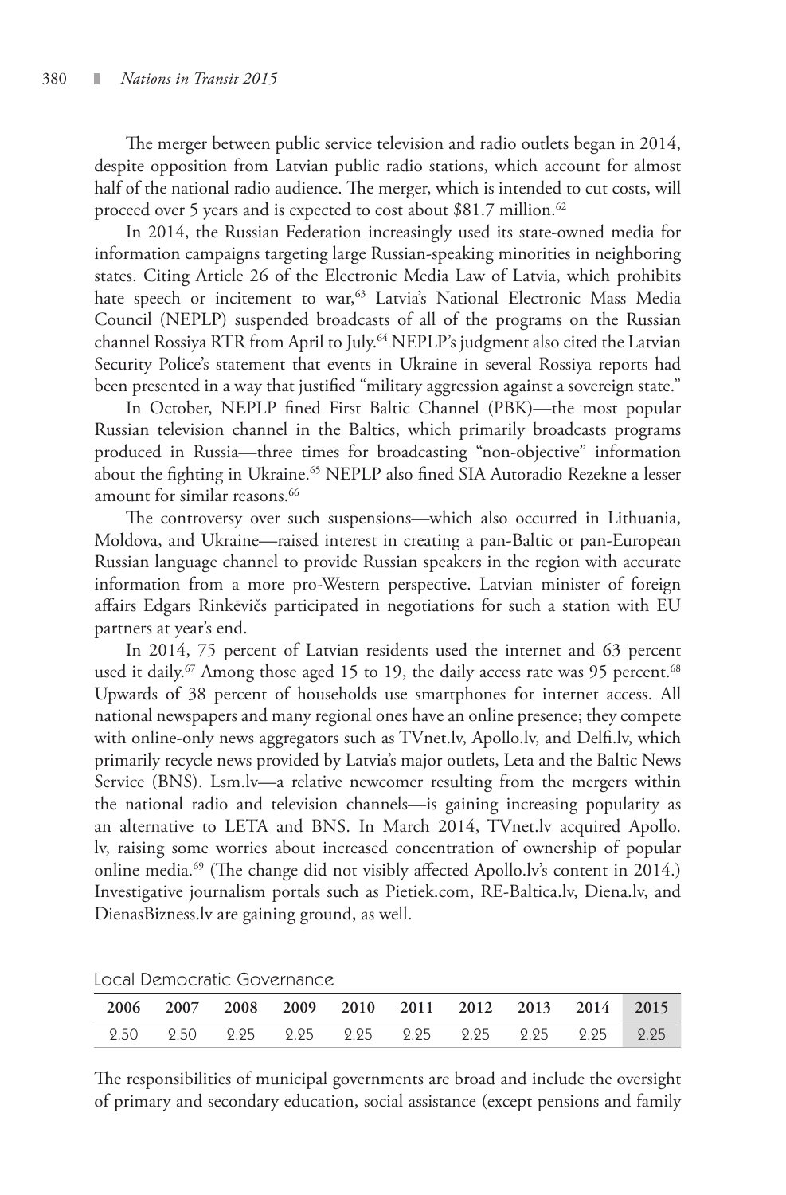The merger between public service television and radio outlets began in 2014, despite opposition from Latvian public radio stations, which account for almost half of the national radio audience. The merger, which is intended to cut costs, will proceed over 5 years and is expected to cost about $81.7 million.[62]

In 2014, the Russian Federation increasingly used its state-owned media for information campaigns targeting large Russian-speaking minorities in neighboring states. Citing Article 26 of the Electronic Media Law of Latvia, which prohibits hate speech or incitement to war,[63] Latvia's National Electronic Mass Media Council (NEPLP) suspended broadcasts of all of the programs on the Russian channel Rossiya RTR from April to July.[64] NEPLP's judgment also cited the Latvian Security Police's statement that events in Ukraine in several Rossiya reports had been presented in a way that justified "military aggression against a sovereign state."

In October, NEPLP fined First Baltic Channel (PBK)—the most popular Russian television channel in the Baltics, which primarily broadcasts programs produced in Russia—three times for broadcasting "non-objective" information about the fighting in Ukraine.[65] NEPLP also fined SIA Autoradio Rezekne a lesser amount for similar reasons.[66]

The controversy over such suspensions—which also occurred in Lithuania, Moldova, and Ukraine—raised interest in creating a pan-Baltic or pan-European Russian language channel to provide Russian speakers in the region with accurate information from a more pro-Western perspective. Latvian minister of foreign affairs Edgars Rinkēvičs participated in negotiations for such a station with EU partners at year's end.

In 2014, 75 percent of Latvian residents used the internet and 63 percent used it daily.[67] Among those aged 15 to 19, the daily access rate was 95 percent.[68] Upwards of 38 percent of households use smartphones for internet access. All national newspapers and many regional ones have an online presence; they compete with online-only news aggregators such as TVnet.lv, Apollo.lv, and Delfi.lv, which primarily recycle news provided by Latvia's major outlets, Leta and the Baltic News Service (BNS). Lsm.lv—a relative newcomer resulting from the mergers within the national radio and television channels—is gaining increasing popularity as an alternative to LETA and BNS. In March 2014, TVnet.lv acquired Apollo.lv, raising some worries about increased concentration of ownership of popular online media.[69] (The change did not visibly affected Apollo.lv's content in 2014.) Investigative journalism portals such as Pietiek.com, RE-Baltica.lv, Diena.lv, and DienasBizness.lv are gaining ground, as well.

Local Democratic Governance

| 2006 | 2007 | 2008 | 2009 | 2010 | 2011 | 2012 | 2013 | 2014 | 2015 |
|---|---|---|---|---|---|---|---|---|---|
| 2.50 | 2.50 | 2.25 | 2.25 | 2.25 | 2.25 | 2.25 | 2.25 | 2.25 | 2.25 |

The responsibilities of municipal governments are broad and include the oversight of primary and secondary education, social assistance (except pensions and family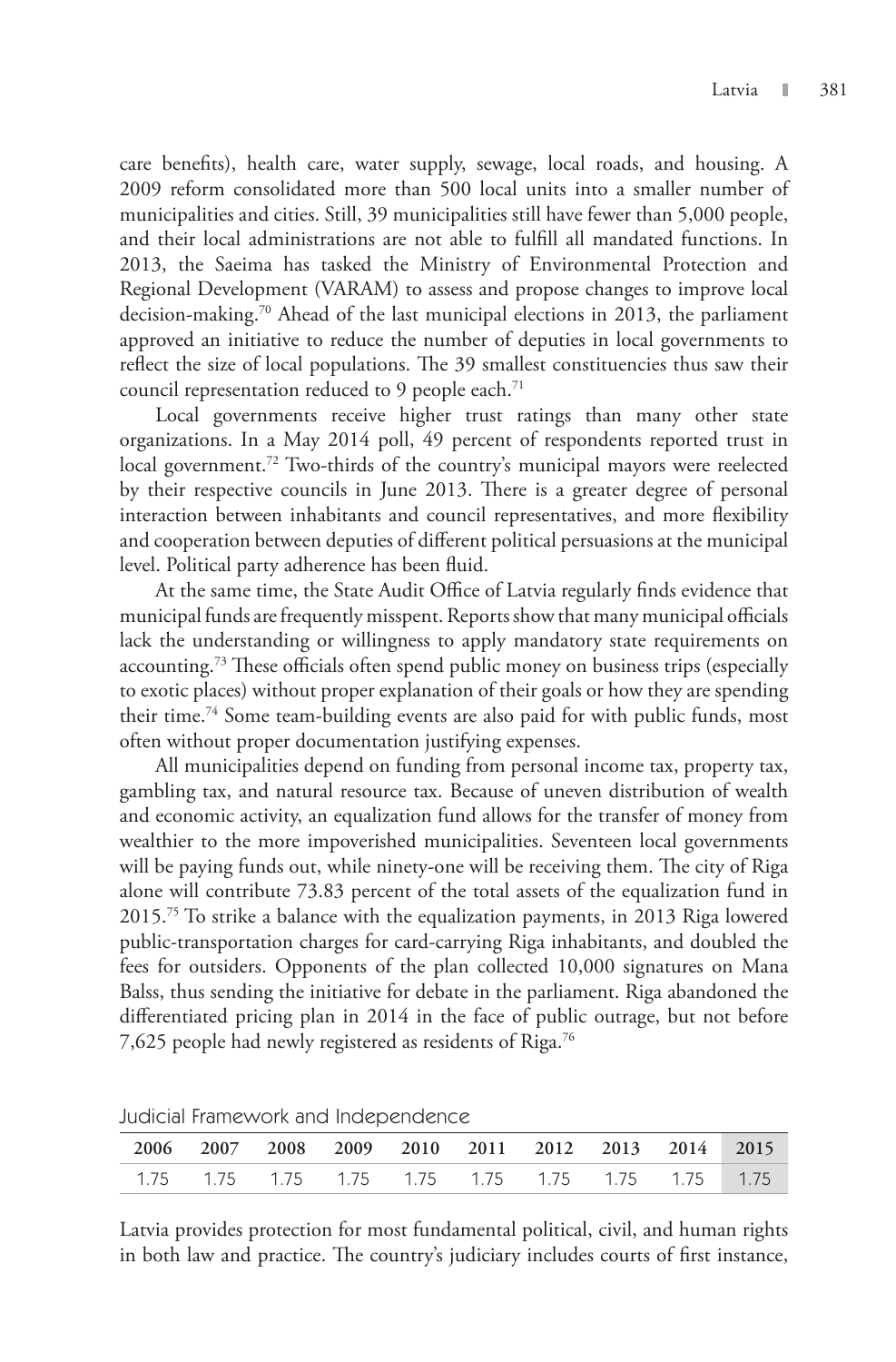care benefits), health care, water supply, sewage, local roads, and housing. A 2009 reform consolidated more than 500 local units into a smaller number of municipalities and cities. Still, 39 municipalities still have fewer than 5,000 people, and their local administrations are not able to fulfill all mandated functions. In 2013, the Saeima has tasked the Ministry of Environmental Protection and Regional Development (VARAM) to assess and propose changes to improve local decision-making.[70] Ahead of the last municipal elections in 2013, the parliament approved an initiative to reduce the number of deputies in local governments to reflect the size of local populations. The 39 smallest constituencies thus saw their council representation reduced to 9 people each.[71]

Local governments receive higher trust ratings than many other state organizations. In a May 2014 poll, 49 percent of respondents reported trust in local government.[72] Two-thirds of the country's municipal mayors were reelected by their respective councils in June 2013. There is a greater degree of personal interaction between inhabitants and council representatives, and more flexibility and cooperation between deputies of different political persuasions at the municipal level. Political party adherence has been fluid.

At the same time, the State Audit Office of Latvia regularly finds evidence that municipal funds are frequently misspent. Reports show that many municipal officials lack the understanding or willingness to apply mandatory state requirements on accounting.[73] These officials often spend public money on business trips (especially to exotic places) without proper explanation of their goals or how they are spending their time.[74] Some team-building events are also paid for with public funds, most often without proper documentation justifying expenses.

All municipalities depend on funding from personal income tax, property tax, gambling tax, and natural resource tax. Because of uneven distribution of wealth and economic activity, an equalization fund allows for the transfer of money from wealthier to the more impoverished municipalities. Seventeen local governments will be paying funds out, while ninety-one will be receiving them. The city of Riga alone will contribute 73.83 percent of the total assets of the equalization fund in 2015.[75] To strike a balance with the equalization payments, in 2013 Riga lowered public-transportation charges for card-carrying Riga inhabitants, and doubled the fees for outsiders. Opponents of the plan collected 10,000 signatures on Mana Balss, thus sending the initiative for debate in the parliament. Riga abandoned the differentiated pricing plan in 2014 in the face of public outrage, but not before 7,625 people had newly registered as residents of Riga.[76]

## Judicial Framework and Independence

| 2006 | 2007 | 2008 | 2009 | 2010 | 2011 | 2012 | 2013 | 2014 | 2015 |
|---|---|---|---|---|---|---|---|---|---|
| 1.75 | 1.75 | 1.75 | 1.75 | 1.75 | 1.75 | 1.75 | 1.75 | 1.75 | 1.75 |

Latvia provides protection for most fundamental political, civil, and human rights in both law and practice. The country's judiciary includes courts of first instance,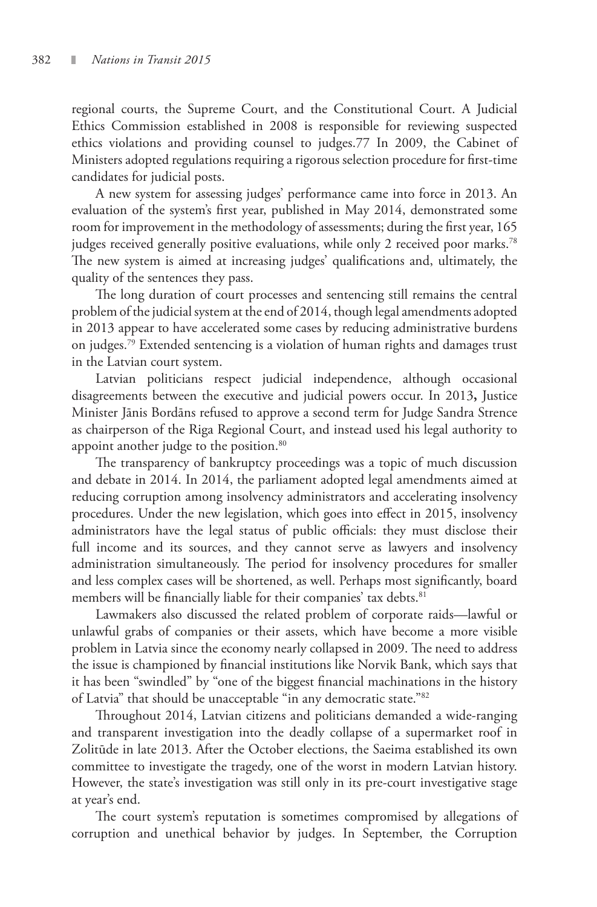regional courts, the Supreme Court, and the Constitutional Court. A Judicial Ethics Commission established in 2008 is responsible for reviewing suspected ethics violations and providing counsel to judges.77 In 2009, the Cabinet of Ministers adopted regulations requiring a rigorous selection procedure for first-time candidates for judicial posts.

A new system for assessing judges' performance came into force in 2013. An evaluation of the system's first year, published in May 2014, demonstrated some room for improvement in the methodology of assessments; during the first year, 165 judges received generally positive evaluations, while only 2 received poor marks.[78] The new system is aimed at increasing judges' qualifications and, ultimately, the quality of the sentences they pass.

The long duration of court processes and sentencing still remains the central problem of the judicial system at the end of 2014, though legal amendments adopted in 2013 appear to have accelerated some cases by reducing administrative burdens on judges.[79] Extended sentencing is a violation of human rights and damages trust in the Latvian court system.

Latvian politicians respect judicial independence, although occasional disagreements between the executive and judicial powers occur. In 2013**,** Justice Minister Jānis Bordāns refused to approve a second term for Judge Sandra Strence as chairperson of the Riga Regional Court, and instead used his legal authority to appoint another judge to the position.[80]

The transparency of bankruptcy proceedings was a topic of much discussion and debate in 2014. In 2014, the parliament adopted legal amendments aimed at reducing corruption among insolvency administrators and accelerating insolvency procedures. Under the new legislation, which goes into effect in 2015, insolvency administrators have the legal status of public officials: they must disclose their full income and its sources, and they cannot serve as lawyers and insolvency administration simultaneously. The period for insolvency procedures for smaller and less complex cases will be shortened, as well. Perhaps most significantly, board members will be financially liable for their companies' tax debts.[81]

Lawmakers also discussed the related problem of corporate raids—lawful or unlawful grabs of companies or their assets, which have become a more visible problem in Latvia since the economy nearly collapsed in 2009. The need to address the issue is championed by financial institutions like Norvik Bank, which says that it has been "swindled" by "one of the biggest financial machinations in the history of Latvia" that should be unacceptable "in any democratic state."[82]

Throughout 2014, Latvian citizens and politicians demanded a wide-ranging and transparent investigation into the deadly collapse of a supermarket roof in Zolitūde in late 2013. After the October elections, the Saeima established its own committee to investigate the tragedy, one of the worst in modern Latvian history. However, the state's investigation was still only in its pre-court investigative stage at year's end.

The court system's reputation is sometimes compromised by allegations of corruption and unethical behavior by judges. In September, the Corruption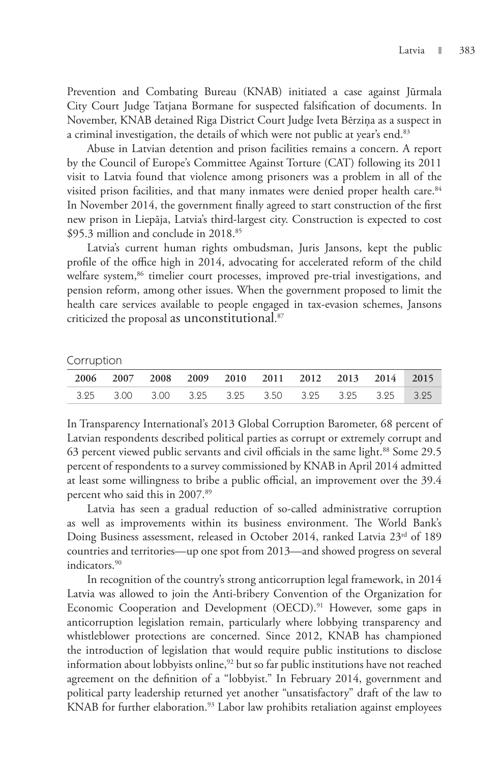Prevention and Combating Bureau (KNAB) initiated a case against Jūrmala City Court Judge Tatjana Bormane for suspected falsification of documents. In November, KNAB detained Riga District Court Judge Iveta Bērziņa as a suspect in a criminal investigation, the details of which were not public at year's end.[83]

Abuse in Latvian detention and prison facilities remains a concern. A report by the Council of Europe's Committee Against Torture (CAT) following its 2011 visit to Latvia found that violence among prisoners was a problem in all of the visited prison facilities, and that many inmates were denied proper health care.[84] In November 2014, the government finally agreed to start construction of the first new prison in Liepāja, Latvia's third-largest city. Construction is expected to cost \$95.3 million and conclude in 2018.[85]

Latvia's current human rights ombudsman, Juris Jansons, kept the public profile of the office high in 2014, advocating for accelerated reform of the child welfare system,[86] timelier court processes, improved pre-trial investigations, and pension reform, among other issues. When the government proposed to limit the health care services available to people engaged in tax-evasion schemes, Jansons criticized the proposal as unconstitutional.[87]

Corruption

| 2006 | 2007 | 2008 | 2009 | 2010 | 2011 | 2012 | 2013 | 2014 | 2015 |
|---|---|---|---|---|---|---|---|---|---|
| 3.25 | 3.00 | 3.00 | 3.25 | 3.25 | 3.50 | 3.25 | 3.25 | 3.25 | 3.25 |

In Transparency International's 2013 Global Corruption Barometer, 68 percent of Latvian respondents described political parties as corrupt or extremely corrupt and 63 percent viewed public servants and civil officials in the same light.[88] Some 29.5 percent of respondents to a survey commissioned by KNAB in April 2014 admitted at least some willingness to bribe a public official, an improvement over the 39.4 percent who said this in 2007.[89]

Latvia has seen a gradual reduction of so-called administrative corruption as well as improvements within its business environment. The World Bank's Doing Business assessment, released in October 2014, ranked Latvia 23rd of 189 countries and territories—up one spot from 2013—and showed progress on several indicators.[90]

In recognition of the country's strong anticorruption legal framework, in 2014 Latvia was allowed to join the Anti-bribery Convention of the Organization for Economic Cooperation and Development (OECD).[91] However, some gaps in anticorruption legislation remain, particularly where lobbying transparency and whistleblower protections are concerned. Since 2012, KNAB has championed the introduction of legislation that would require public institutions to disclose information about lobbyists online,[92] but so far public institutions have not reached agreement on the definition of a "lobbyist." In February 2014, government and political party leadership returned yet another "unsatisfactory" draft of the law to KNAB for further elaboration.[93] Labor law prohibits retaliation against employees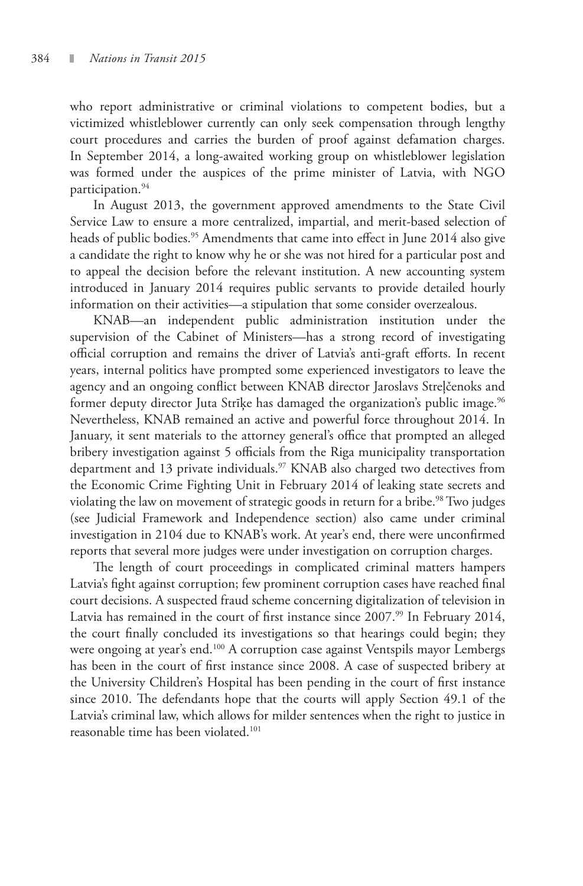who report administrative or criminal violations to competent bodies, but a victimized whistleblower currently can only seek compensation through lengthy court procedures and carries the burden of proof against defamation charges. In September 2014, a long-awaited working group on whistleblower legislation was formed under the auspices of the prime minister of Latvia, with NGO participation.[94]

In August 2013, the government approved amendments to the State Civil Service Law to ensure a more centralized, impartial, and merit-based selection of heads of public bodies.[95] Amendments that came into effect in June 2014 also give a candidate the right to know why he or she was not hired for a particular post and to appeal the decision before the relevant institution. A new accounting system introduced in January 2014 requires public servants to provide detailed hourly information on their activities—a stipulation that some consider overzealous.

KNAB—an independent public administration institution under the supervision of the Cabinet of Ministers—has a strong record of investigating official corruption and remains the driver of Latvia's anti-graft efforts. In recent years, internal politics have prompted some experienced investigators to leave the agency and an ongoing conflict between KNAB director Jaroslavs Streļčenoks and former deputy director Juta Strīķe has damaged the organization's public image.[96] Nevertheless, KNAB remained an active and powerful force throughout 2014. In January, it sent materials to the attorney general's office that prompted an alleged bribery investigation against 5 officials from the Riga municipality transportation department and 13 private individuals.[97] KNAB also charged two detectives from the Economic Crime Fighting Unit in February 2014 of leaking state secrets and violating the law on movement of strategic goods in return for a bribe.[98] Two judges (see Judicial Framework and Independence section) also came under criminal investigation in 2104 due to KNAB's work. At year's end, there were unconfirmed reports that several more judges were under investigation on corruption charges.

The length of court proceedings in complicated criminal matters hampers Latvia's fight against corruption; few prominent corruption cases have reached final court decisions. A suspected fraud scheme concerning digitalization of television in Latvia has remained in the court of first instance since 2007.[99] In February 2014, the court finally concluded its investigations so that hearings could begin; they were ongoing at year's end.[100] A corruption case against Ventspils mayor Lembergs has been in the court of first instance since 2008. A case of suspected bribery at the University Children's Hospital has been pending in the court of first instance since 2010. The defendants hope that the courts will apply Section 49.1 of the Latvia's criminal law, which allows for milder sentences when the right to justice in reasonable time has been violated.[101]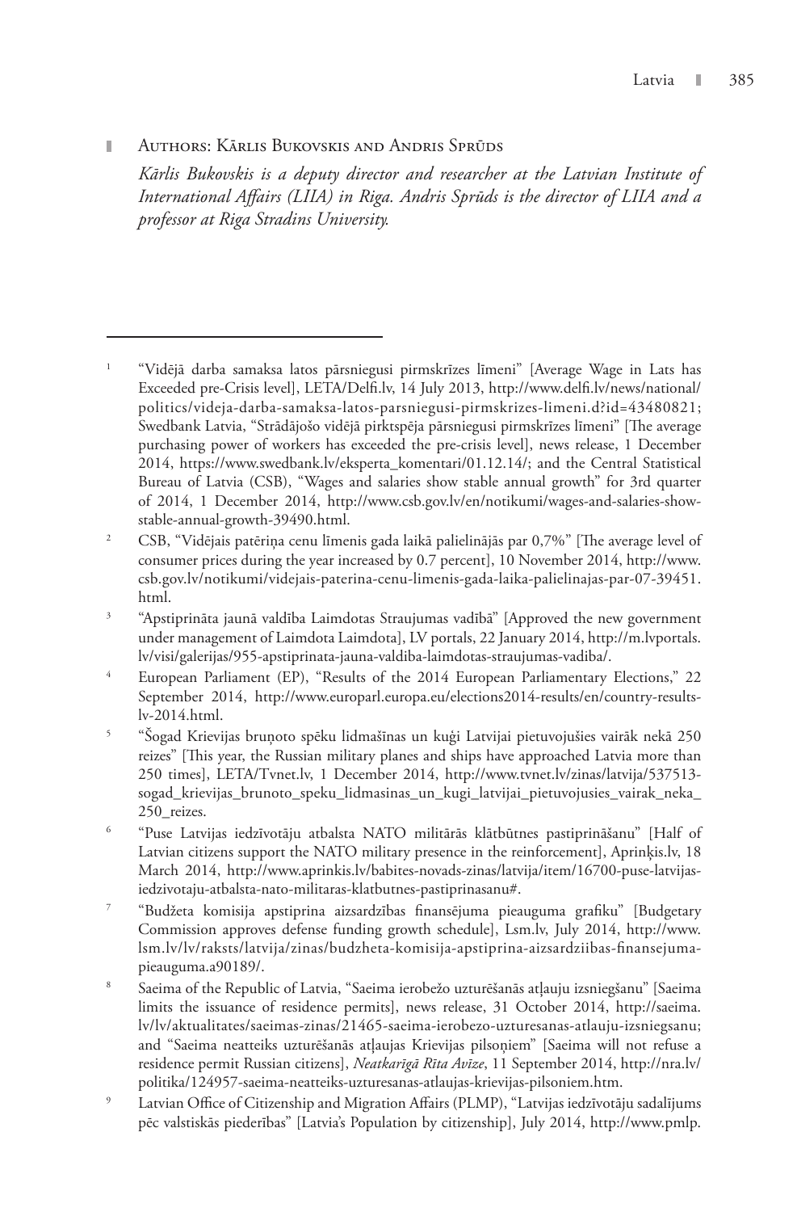## Authors: Kārlis Bukovskis and Andris Sprūds

*Kārlis Bukovskis is a deputy director and researcher at the Latvian Institute of International Affairs (LIIA) in Riga. Andris Sprūds is the director of LIIA and a professor at Riga Stradins University.*

---

1. "Vidējā darba samaksa latos pārsniegusi pirmskrīzes līmeni" [Average Wage in Lats has Exceeded pre-Crisis level], LETA/Delfi.lv, 14 July 2013, http://www.delfi.lv/news/national/politics/videja-darba-samaksa-latos-parsniegusi-pirmskrizes-limeni.d?id=43480821; Swedbank Latvia, "Strādājošo vidējā pirktspēja pārsniegusi pirmskrīzes līmeni" [The average purchasing power of workers has exceeded the pre-crisis level], news release, 1 December 2014, https://www.swedbank.lv/eksperta_komentari/01.12.14/; and the Central Statistical Bureau of Latvia (CSB), "Wages and salaries show stable annual growth" for 3rd quarter of 2014, 1 December 2014, http://www.csb.gov.lv/en/notikumi/wages-and-salaries-show-stable-annual-growth-39490.html.
2. CSB, "Vidējais patēriņa cenu līmenis gada laikā palielinājās par 0,7%" [The average level of consumer prices during the year increased by 0.7 percent], 10 November 2014, http://www.csb.gov.lv/notikumi/videjais-paterina-cenu-limenis-gada-laika-palielinajas-par-07-39451.html.
3. "Apstiprināta jaunā valdība Laimdotas Straujumas vadībā" [Approved the new government under management of Laimdota Laimdota], LV portals, 22 January 2014, http://m.lvportals.lv/visi/galerijas/955-apstiprinata-jauna-valdiba-laimdotas-straujumas-vadiba/.
4. European Parliament (EP), "Results of the 2014 European Parliamentary Elections," 22 September 2014, http://www.europarl.europa.eu/elections2014-results/en/country-results-lv-2014.html.
5. "Šogad Krievijas bruņoto spēku lidmašīnas un kuģi Latvijai pietuvojušies vairāk nekā 250 reizes" [This year, the Russian military planes and ships have approached Latvia more than 250 times], LETA/Tvnet.lv, 1 December 2014, http://www.tvnet.lv/zinas/latvija/537513-sogad_krievijas_brunoto_speku_lidmasinas_un_kugi_latvijai_pietuvojusies_vairak_neka_250_reizes.
6. "Puse Latvijas iedzīvotāju atbalsta NATO militārās klātbūtnes pastiprināšanu" [Half of Latvian citizens support the NATO military presence in the reinforcement], Aprinķis.lv, 18 March 2014, http://www.aprinkis.lv/babites-novads-zinas/latvija/item/16700-puse-latvijas-iedzivotaju-atbalsta-nato-militaras-klatbutnes-pastiprinasanu#.
7. "Budžeta komisija apstiprina aizsardzības finansējuma pieauguma grafiku" [Budgetary Commission approves defense funding growth schedule], Lsm.lv, July 2014, http://www.lsm.lv/lv/raksts/latvija/zinas/budzheta-komisija-apstiprina-aizsardziibas-finansejuma-pieauguma.a90189/.
8. Saeima of the Republic of Latvia, "Saeima ierobežo uzturēšanās atļauju izsniegšanu" [Saeima limits the issuance of residence permits], news release, 31 October 2014, http://saeima.lv/lv/aktualitates/saeimas-zinas/21465-saeima-ierobezo-uzturesanas-atlauju-izsniegsanu; and "Saeima neatteiks uzturēšanās atļaujas Krievijas pilsoņiem" [Saeima will not refuse a residence permit Russian citizens], *Neatkarīgā Rīta Avīze*, 11 September 2014, http://nra.lv/politika/124957-saeima-neatteiks-uzturesanas-atlaujas-krievijas-pilsoniem.htm.
9. Latvian Office of Citizenship and Migration Affairs (PLMP), "Latvijas iedzīvotāju sadalījums pēc valstiskās piederības" [Latvia's Population by citizenship], July 2014, http://www.pmlp.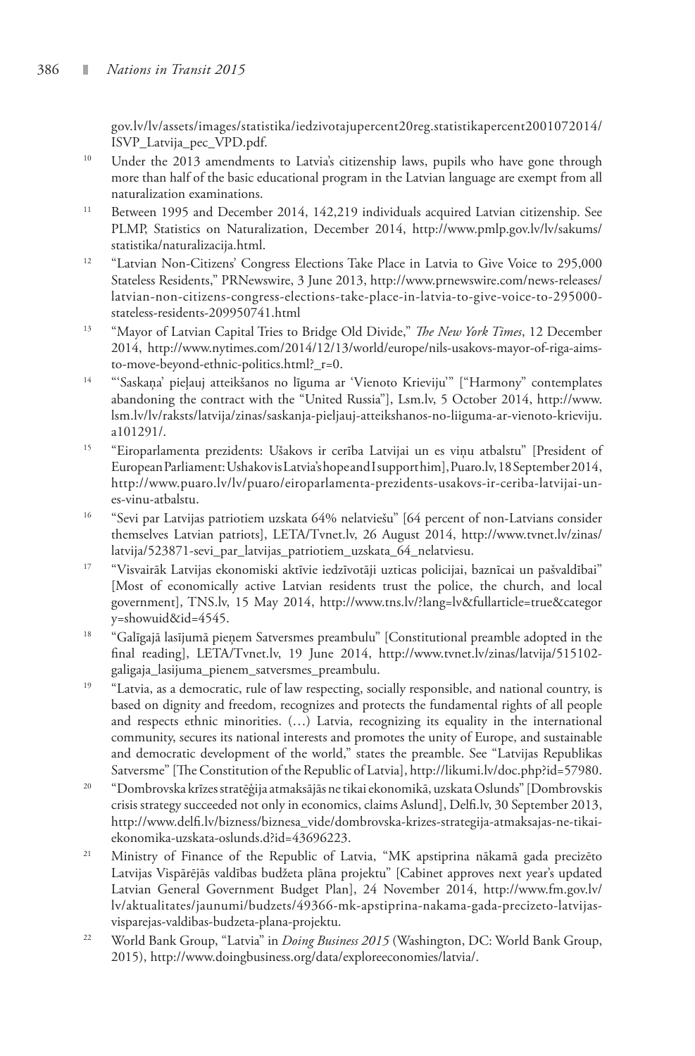gov.lv/lv/assets/images/statistika/iedzivotajupercent20reg.statistikapercent2001072014/ISVP_Latvija_pec_VPD.pdf.

[10] Under the 2013 amendments to Latvia's citizenship laws, pupils who have gone through more than half of the basic educational program in the Latvian language are exempt from all naturalization examinations.

[11] Between 1995 and December 2014, 142,219 individuals acquired Latvian citizenship. See PLMP, Statistics on Naturalization, December 2014, http://www.pmlp.gov.lv/lv/sakums/statistika/naturalizacija.html.

[12] "Latvian Non-Citizens' Congress Elections Take Place in Latvia to Give Voice to 295,000 Stateless Residents," PRNewswire, 3 June 2013, http://www.prnewswire.com/news-releases/latvian-non-citizens-congress-elections-take-place-in-latvia-to-give-voice-to-295000-stateless-residents-209950741.html

[13] "Mayor of Latvian Capital Tries to Bridge Old Divide," *The New York Times*, 12 December 2014, http://www.nytimes.com/2014/12/13/world/europe/nils-usakovs-mayor-of-riga-aims-to-move-beyond-ethnic-politics.html?_r=0.

[14] "'Saskaņa' pieļauj atteikšanos no līguma ar 'Vienoto Krieviju'" ["Harmony" contemplates abandoning the contract with the "United Russia"], Lsm.lv, 5 October 2014, http://www.lsm.lv/lv/raksts/latvija/zinas/saskanja-pieljauj-atteikshanos-no-liiguma-ar-vienoto-krieviju.a101291/.

[15] "Eiroparlamenta prezidents: Ušakovs ir cerība Latvijai un es viņu atbalstu" [President of European Parliament: Ushakov is Latvia's hope and I support him], Puaro.lv, 18 September 2014, http://www.puaro.lv/lv/puaro/eiroparlamenta-prezidents-usakovs-ir-ceriba-latvijai-un-es-vinu-atbalstu.

[16] "Sevi par Latvijas patriotiem uzskata 64% nelatviešu" [64 percent of non-Latvians consider themselves Latvian patriots], LETA/Tvnet.lv, 26 August 2014, http://www.tvnet.lv/zinas/latvija/523871-sevi_par_latvijas_patriotiem_uzskata_64_nelatviesu.

[17] "Visvairāk Latvijas ekonomiski aktīvie iedzīvotāji uzticas policijai, baznīcai un pašvaldībai" [Most of economically active Latvian residents trust the police, the church, and local government], TNS.lv, 15 May 2014, http://www.tns.lv/?lang=lv&fullarticle=true&category=showuid&id=4545.

[18] "Galīgajā lasījumā pieņem Satversmes preambulu" [Constitutional preamble adopted in the final reading], LETA/Tvnet.lv, 19 June 2014, http://www.tvnet.lv/zinas/latvija/515102-galigaja_lasijuma_pienem_satversmes_preambulu.

[19] "Latvia, as a democratic, rule of law respecting, socially responsible, and national country, is based on dignity and freedom, recognizes and protects the fundamental rights of all people and respects ethnic minorities. (…) Latvia, recognizing its equality in the international community, secures its national interests and promotes the unity of Europe, and sustainable and democratic development of the world," states the preamble. See "Latvijas Republikas Satversme" [The Constitution of the Republic of Latvia], http://likumi.lv/doc.php?id=57980.

[20] "Dombrovska krīzes stratēģija atmaksājās ne tikai ekonomikā, uzskata Oslunds" [Dombrovskis crisis strategy succeeded not only in economics, claims Aslund], Delfi.lv, 30 September 2013, http://www.delfi.lv/bizness/biznesa_vide/dombrovska-krizes-strategija-atmaksajas-ne-tikai-ekonomika-uzskata-oslunds.d?id=43696223.

[21] Ministry of Finance of the Republic of Latvia, "MK apstiprina nākamā gada precizēto Latvijas Vispārējās valdības budžeta plāna projektu" [Cabinet approves next year's updated Latvian General Government Budget Plan], 24 November 2014, http://www.fm.gov.lv/lv/aktualitates/jaunumi/budzets/49366-mk-apstiprina-nakama-gada-precizeto-latvijas-visparejas-valdibas-budzeta-plana-projektu.

[22] World Bank Group, "Latvia" in *Doing Business 2015* (Washington, DC: World Bank Group, 2015), http://www.doingbusiness.org/data/exploreeconomies/latvia/.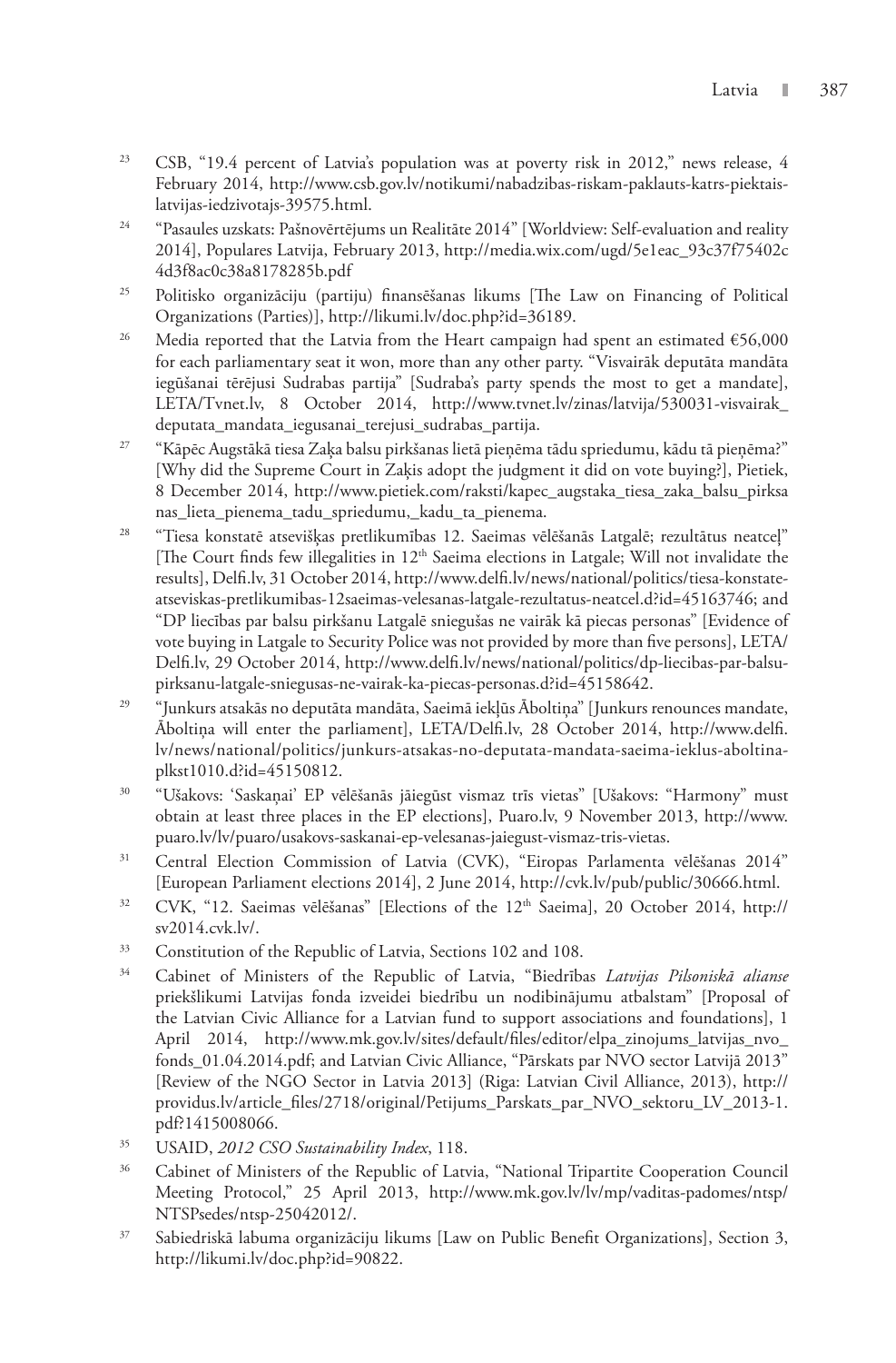23 CSB, "19.4 percent of Latvia's population was at poverty risk in 2012," news release, 4 February 2014, http://www.csb.gov.lv/notikumi/nabadzibas-riskam-paklauts-katrs-piektais-latvijas-iedzivotajs-39575.html.

24 "Pasaules uzskats: Pašnovērtējums un Realitāte 2014" [Worldview: Self-evaluation and reality 2014], Populares Latvija, February 2013, http://media.wix.com/ugd/5e1eac_93c37f75402c4d3f8ac0c38a8178285b.pdf

25 Politisko organizāciju (partiju) finansēšanas likums [The Law on Financing of Political Organizations (Parties)], http://likumi.lv/doc.php?id=36189.

26 Media reported that the Latvia from the Heart campaign had spent an estimated €56,000 for each parliamentary seat it won, more than any other party. "Visvairāk deputāta mandāta iegūšanai tērējusi Sudrabas partija" [Sudraba's party spends the most to get a mandate], LETA/Tvnet.lv, 8 October 2014, http://www.tvnet.lv/zinas/latvija/530031-visvairak_deputata_mandata_iegusanai_terejusi_sudrabas_partija.

27 "Kāpēc Augstākā tiesa Zaķa balsu pirkšanas lietā pieņēma tādu spriedumu, kādu tā pieņēma?" [Why did the Supreme Court in Zaķis adopt the judgment it did on vote buying?], Pietiek, 8 December 2014, http://www.pietiek.com/raksti/kapec_augstaka_tiesa_zaka_balsu_pirksanas_lieta_pienema_tadu_spriedumu,_kadu_ta_pienema.

28 "Tiesa konstatē atsevišķas pretlikumības 12. Saeimas vēlēšanās Latgalē; rezultātus neatceļ" [The Court finds few illegalities in 12th Saeima elections in Latgale; Will not invalidate the results], Delfi.lv, 31 October 2014, http://www.delfi.lv/news/national/politics/tiesa-konstate-atseviskas-pretlikumibas-12saeimas-velesanas-latgale-rezultatus-neatcel.d?id=45163746; and "DP liecības par balsu pirkšanu Latgalē sniegušas ne vairāk kā piecas personas" [Evidence of vote buying in Latgale to Security Police was not provided by more than five persons], LETA/Delfi.lv, 29 October 2014, http://www.delfi.lv/news/national/politics/dp-liecibas-par-balsu-pirksanu-latgale-sniegusas-ne-vairak-ka-piecas-personas.d?id=45158642.

29 "Junkurs atsakās no deputāta mandāta, Saeimā iekļūs Āboltiņa" [Junkurs renounces mandate, Āboltiņa will enter the parliament], LETA/Delfi.lv, 28 October 2014, http://www.delfi.lv/news/national/politics/junkurs-atsakas-no-deputata-mandata-saeima-ieklus-aboltina-plkst1010.d?id=45150812.

30 "Ušakovs: 'Saskaņai' EP vēlēšanās jāiegūst vismaz trīs vietas" [Ušakovs: "Harmony" must obtain at least three places in the EP elections], Puaro.lv, 9 November 2013, http://www.puaro.lv/lv/puaro/usakovs-saskanai-ep-velesanas-jaiegust-vismaz-tris-vietas.

31 Central Election Commission of Latvia (CVK), "Eiropas Parlamenta vēlēšanas 2014" [European Parliament elections 2014], 2 June 2014, http://cvk.lv/pub/public/30666.html.

32 CVK, "12. Saeimas vēlēšanas" [Elections of the 12th Saeima], 20 October 2014, http://sv2014.cvk.lv/.

33 Constitution of the Republic of Latvia, Sections 102 and 108.

34 Cabinet of Ministers of the Republic of Latvia, "Biedrības *Latvijas Pilsoniskā alianse* priekšlikumi Latvijas fonda izveidei biedrību un nodibinājumu atbalstam" [Proposal of the Latvian Civic Alliance for a Latvian fund to support associations and foundations], 1 April 2014, http://www.mk.gov.lv/sites/default/files/editor/elpa_zinojums_latvijas_nvo_fonds_01.04.2014.pdf; and Latvian Civic Alliance, "Pārskats par NVO sector Latvijā 2013" [Review of the NGO Sector in Latvia 2013] (Riga: Latvian Civil Alliance, 2013), http://providus.lv/article_files/2718/original/Petijums_Parskats_par_NVO_sektoru_LV_2013-1.pdf?1415008066.

35 USAID, *2012 CSO Sustainability Index*, 118.

36 Cabinet of Ministers of the Republic of Latvia, "National Tripartite Cooperation Council Meeting Protocol," 25 April 2013, http://www.mk.gov.lv/lv/mp/vaditas-padomes/ntsp/NTSPsedes/ntsp-25042012/.

37 Sabiedriskā labuma organizāciju likums [Law on Public Benefit Organizations], Section 3, http://likumi.lv/doc.php?id=90822.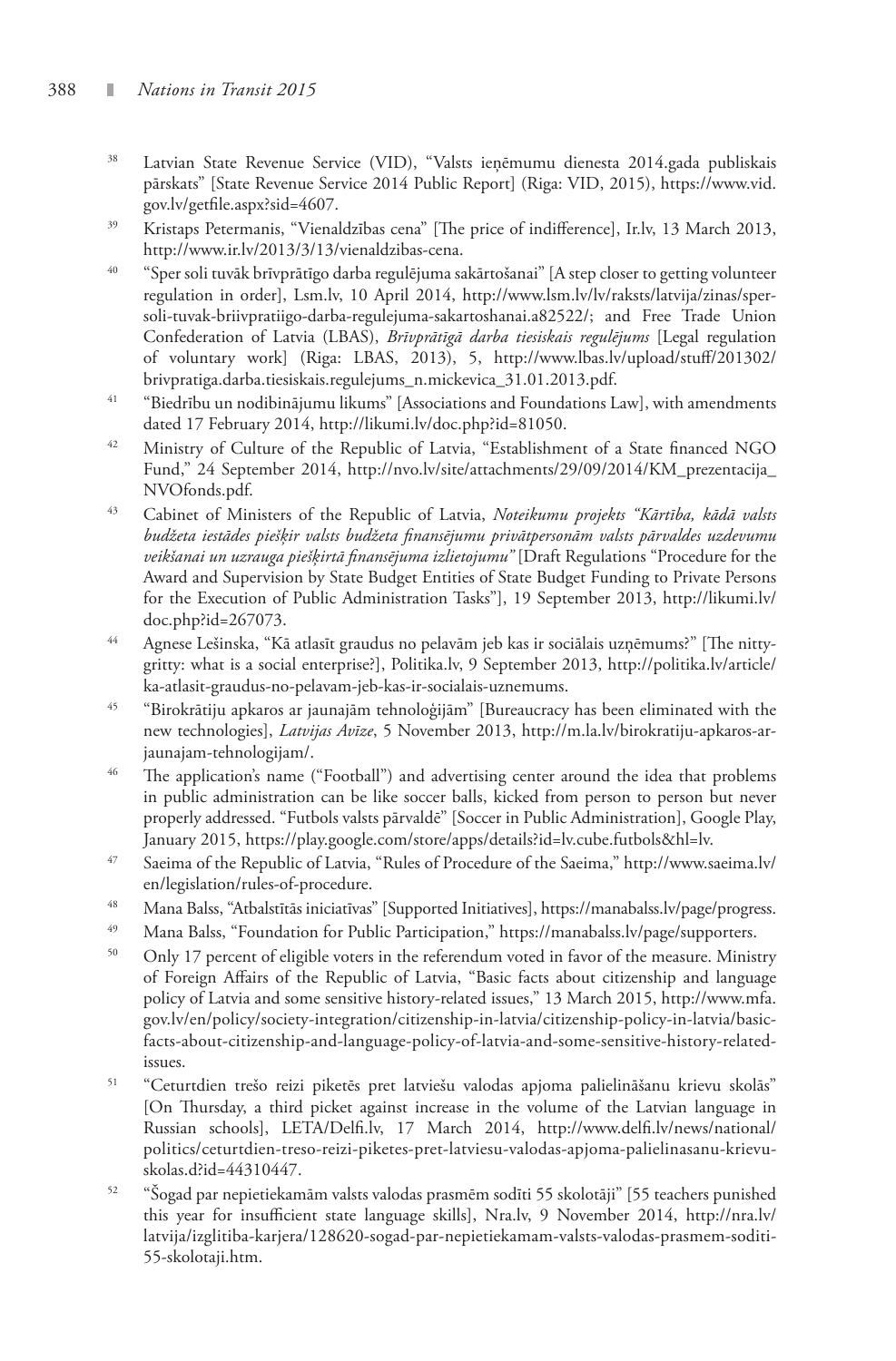38 Latvian State Revenue Service (VID), "Valsts ieņēmumu dienesta 2014.gada publiskais pārskats" [State Revenue Service 2014 Public Report] (Riga: VID, 2015), https://www.vid.gov.lv/getfile.aspx?sid=4607.

39 Kristaps Petermanis, "Vienaldzības cena" [The price of indifference], Ir.lv, 13 March 2013, http://www.ir.lv/2013/3/13/vienaldzibas-cena.

40 "Sper soli tuvāk brīvprātīgo darba regulējuma sakārtošanai" [A step closer to getting volunteer regulation in order], Lsm.lv, 10 April 2014, http://www.lsm.lv/lv/raksts/latvija/zinas/sper-soli-tuvak-briivpratiigo-darba-regulejuma-sakartoshanai.a82522/; and Free Trade Union Confederation of Latvia (LBAS), *Brīvprātīgā darba tiesiskais regulējums* [Legal regulation of voluntary work] (Riga: LBAS, 2013), 5, http://www.lbas.lv/upload/stuff/201302/brivpratiga.darba.tiesiskais.regulejums_n.mickevica_31.01.2013.pdf.

41 "Biedrību un nodibinājumu likums" [Associations and Foundations Law], with amendments dated 17 February 2014, http://likumi.lv/doc.php?id=81050.

42 Ministry of Culture of the Republic of Latvia, "Establishment of a State financed NGO Fund," 24 September 2014, http://nvo.lv/site/attachments/29/09/2014/KM_prezentacija_NVOfonds.pdf.

43 Cabinet of Ministers of the Republic of Latvia, *Noteikumu projekts "Kārtība, kādā valsts budžeta iestādes piešķir valsts budžeta finansējumu privātpersonām valsts pārvaldes uzdevumu veikšanai un uzrauga piešķirtā finansējuma izlietojumu"* [Draft Regulations "Procedure for the Award and Supervision by State Budget Entities of State Budget Funding to Private Persons for the Execution of Public Administration Tasks"], 19 September 2013, http://likumi.lv/doc.php?id=267073.

44 Agnese Lešinska, "Kā atlasīt graudus no pelavām jeb kas ir sociālais uzņēmums?" [The nitty-gritty: what is a social enterprise?], Politika.lv, 9 September 2013, http://politika.lv/article/ka-atlasit-graudus-no-pelavam-jeb-kas-ir-socialais-uznemums.

45 "Birokrātiju apkaros ar jaunajām tehnoloģijām" [Bureaucracy has been eliminated with the new technologies], *Latvijas Avīze*, 5 November 2013, http://m.la.lv/birokratiju-apkaros-ar-jaunajam-tehnologijam/.

46 The application's name ("Football") and advertising center around the idea that problems in public administration can be like soccer balls, kicked from person to person but never properly addressed. "Futbols valsts pārvaldē" [Soccer in Public Administration], Google Play, January 2015, https://play.google.com/store/apps/details?id=lv.cube.futbols&hl=lv.

47 Saeima of the Republic of Latvia, "Rules of Procedure of the Saeima," http://www.saeima.lv/en/legislation/rules-of-procedure.

48 Mana Balss, "Atbalstītās iniciatīvas" [Supported Initiatives], https://manabalss.lv/page/progress.

49 Mana Balss, "Foundation for Public Participation," https://manabalss.lv/page/supporters.

50 Only 17 percent of eligible voters in the referendum voted in favor of the measure. Ministry of Foreign Affairs of the Republic of Latvia, "Basic facts about citizenship and language policy of Latvia and some sensitive history-related issues," 13 March 2015, http://www.mfa.gov.lv/en/policy/society-integration/citizenship-in-latvia/citizenship-policy-in-latvia/basic-facts-about-citizenship-and-language-policy-of-latvia-and-some-sensitive-history-related-issues.

51 "Ceturtdien trešo reizi piketēs pret latviešu valodas apjoma palielināšanu krievu skolās" [On Thursday, a third picket against increase in the volume of the Latvian language in Russian schools], LETA/Delfi.lv, 17 March 2014, http://www.delfi.lv/news/national/politics/ceturtdien-treso-reizi-piketes-pret-latviesu-valodas-apjoma-palielinasanu-krievu-skolas.d?id=44310447.

52 "Šogad par nepietiekamām valsts valodas prasmēm sodīti 55 skolotāji" [55 teachers punished this year for insufficient state language skills], Nra.lv, 9 November 2014, http://nra.lv/latvija/izglitiba-karjera/128620-sogad-par-nepietiekamam-valsts-valodas-prasmem-soditi-55-skolotaji.htm.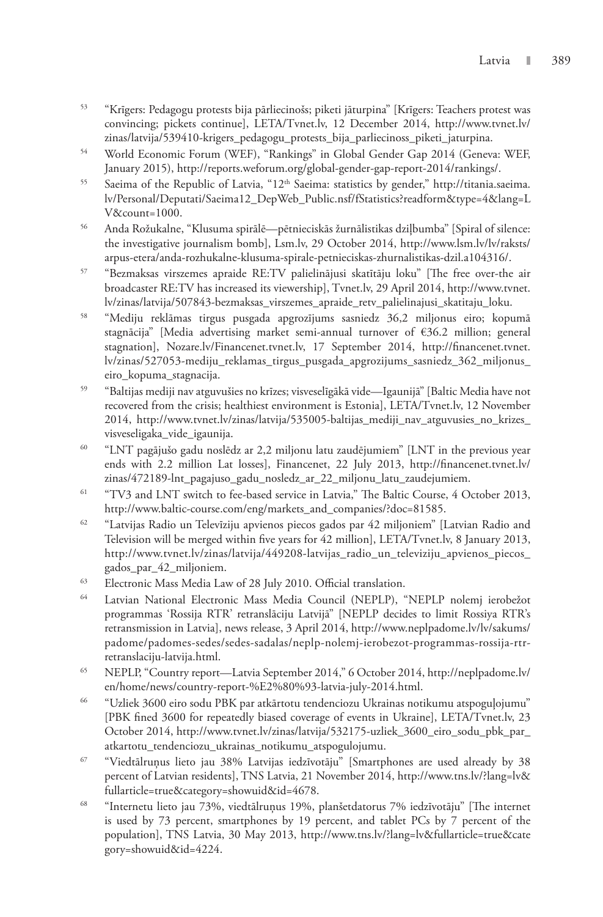53. "Krīgers: Pedagogu protests bija pārliecinošs; piketi jāturpina" [Krīgers: Teachers protest was convincing; pickets continue], LETA/Tvnet.lv, 12 December 2014, http://www.tvnet.lv/zinas/latvija/539410-krigers_pedagogu_protests_bija_parliecinoss_piketi_jaturpina.
54. World Economic Forum (WEF), "Rankings" in Global Gender Gap 2014 (Geneva: WEF, January 2015), http://reports.weforum.org/global-gender-gap-report-2014/rankings/.
55. Saeima of the Republic of Latvia, "12th Saeima: statistics by gender," http://titania.saeima.lv/Personal/Deputati/Saeima12_DepWeb_Public.nsf/fStatistics?readform&type=4&lang=LV&count=1000.
56. Anda Rožukalne, "Klusuma spirālē—pētnieciskās žurnālistikas dziļbumba" [Spiral of silence: the investigative journalism bomb], Lsm.lv, 29 October 2014, http://www.lsm.lv/lv/raksts/arpus-etera/anda-rozhukalne-klusuma-spirale-petnieciskas-zhurnalistikas-dzil.a104316/.
57. "Bezmaksas virszemes apraide RE:TV palielinājusi skatītāju loku" [The free over-the air broadcaster RE:TV has increased its viewership], Tvnet.lv, 29 April 2014, http://www.tvnet.lv/zinas/latvija/507843-bezmaksas_virszemes_apraide_retv_palielinajusi_skatitaju_loku.
58. "Mediju reklāmas tirgus pusgada apgrozījums sasniedz 36,2 miljonus eiro; kopumā stagnācija" [Media advertising market semi-annual turnover of €36.2 million; general stagnation], Nozare.lv/Financenet.tvnet.lv, 17 September 2014, http://financenet.tvnet.lv/zinas/527053-mediju_reklamas_tirgus_pusgada_apgrozijums_sasniedz_362_miljonus_eiro_kopuma_stagnacija.
59. "Baltijas mediji nav atguvušies no krīzes; visveselīgākā vide—Igaunijā" [Baltic Media have not recovered from the crisis; healthiest environment is Estonia], LETA/Tvnet.lv, 12 November 2014, http://www.tvnet.lv/zinas/latvija/535005-baltijas_mediji_nav_atguvusies_no_krizes_visveseligaka_vide_igaunija.
60. "LNT pagājušo gadu noslēdz ar 2,2 miljonu latu zaudējumiem" [LNT in the previous year ends with 2.2 million Lat losses], Financenet, 22 July 2013, http://financenet.tvnet.lv/zinas/472189-lnt_pagajuso_gadu_nosledz_ar_22_miljonu_latu_zaudejumiem.
61. "TV3 and LNT switch to fee-based service in Latvia," The Baltic Course, 4 October 2013, http://www.baltic-course.com/eng/markets_and_companies/?doc=81585.
62. "Latvijas Radio un Televīziju apvienos piecos gados par 42 miljoniem" [Latvian Radio and Television will be merged within five years for 42 million], LETA/Tvnet.lv, 8 January 2013, http://www.tvnet.lv/zinas/latvija/449208-latvijas_radio_un_televiziju_apvienos_piecos_gados_par_42_miljoniem.
63. Electronic Mass Media Law of 28 July 2010. Official translation.
64. Latvian National Electronic Mass Media Council (NEPLP), "NEPLP nolemj ierobežot programmas 'Rossija RTR' retranslāciju Latvijā" [NEPLP decides to limit Rossiya RTR's retransmission in Latvia], news release, 3 April 2014, http://www.neplpadome.lv/lv/sakums/padome/padomes-sedes/sedes-sadalas/neplp-nolemj-ierobezot-programmas-rossija-rtr-retranslaciju-latvija.html.
65. NEPLP, "Country report—Latvia September 2014," 6 October 2014, http://neplpadome.lv/en/home/news/country-report-%E2%80%93-latvia-july-2014.html.
66. "Uzliek 3600 eiro sodu PBK par atkārtotu tendenciozu Ukrainas notikumu atspoguļojumu" [PBK fined 3600 for repeatedly biased coverage of events in Ukraine], LETA/Tvnet.lv, 23 October 2014, http://www.tvnet.lv/zinas/latvija/532175-uzliek_3600_eiro_sodu_pbk_par_atkartotu_tendenciozu_ukrainas_notikumu_atspogulojumu.
67. "Viedtālruņus lieto jau 38% Latvijas iedzīvotāju" [Smartphones are used already by 38 percent of Latvian residents], TNS Latvia, 21 November 2014, http://www.tns.lv/?lang=lv&fullarticle=true&category=showuid&id=4678.
68. "Internetu lieto jau 73%, viedtālruņus 19%, planšetdatorus 7% iedzīvotāju" [The internet is used by 73 percent, smartphones by 19 percent, and tablet PCs by 7 percent of the population], TNS Latvia, 30 May 2013, http://www.tns.lv/?lang=lv&fullarticle=true&category=showuid&id=4224.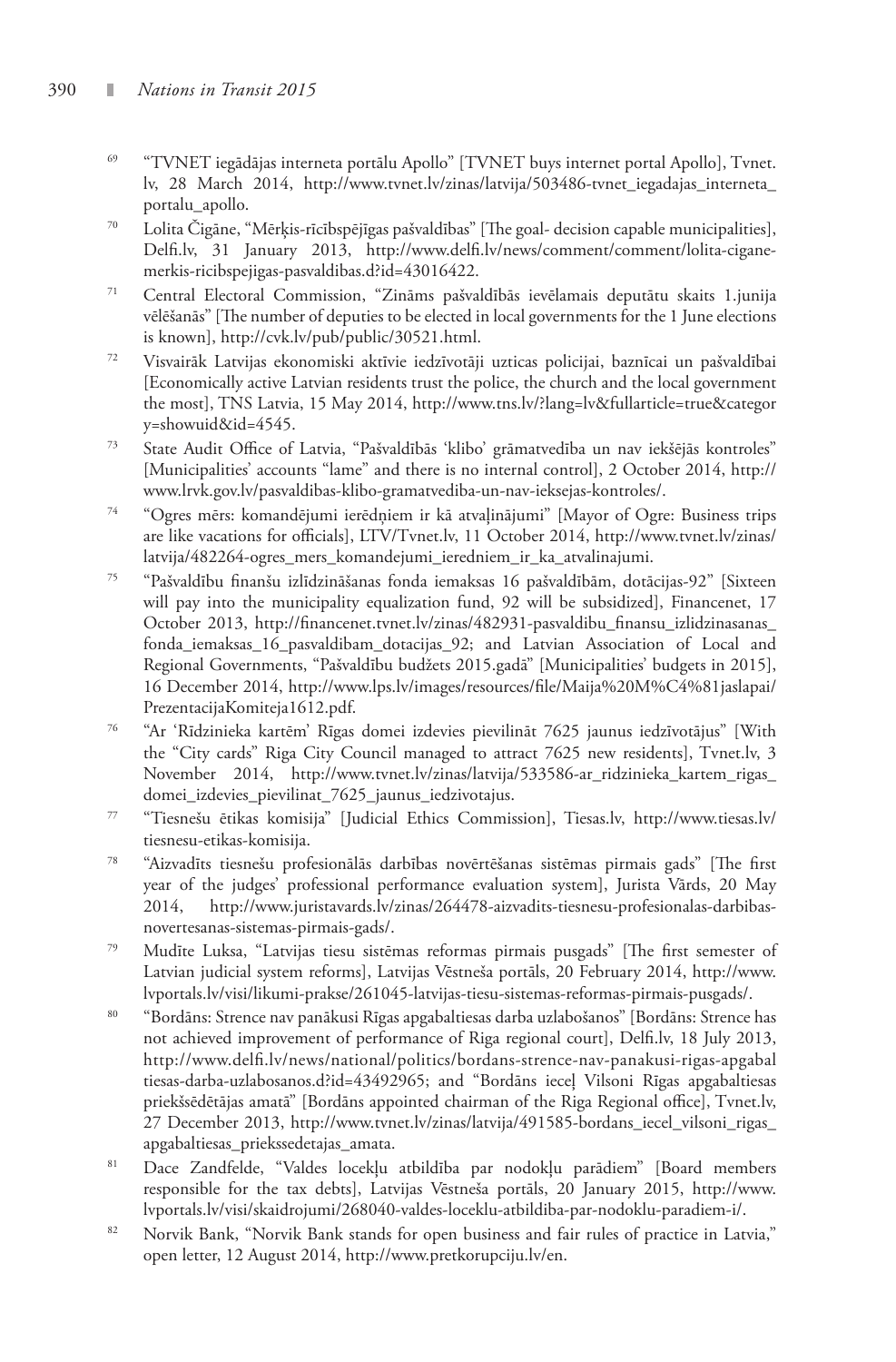69. "TVNET iegādājas interneta portālu Apollo" [TVNET buys internet portal Apollo], Tvnet.lv, 28 March 2014, http://www.tvnet.lv/zinas/latvija/503486-tvnet_iegadajas_interneta_portalu_apollo.
70. Lolita Čigāne, "Mērķis-rīcībspējīgas pašvaldības" [The goal- decision capable municipalities], Delfi.lv, 31 January 2013, http://www.delfi.lv/news/comment/comment/lolita-cigane-merkis-ricibspejigas-pasvaldibas.d?id=43016422.
71. Central Electoral Commission, "Zināms pašvaldībās ievēlamais deputātu skaits 1.junija vēlēšanās" [The number of deputies to be elected in local governments for the 1 June elections is known], http://cvk.lv/pub/public/30521.html.
72. Visvairāk Latvijas ekonomiski aktīvie iedzīvotāji uzticas policijai, baznīcai un pašvaldībai [Economically active Latvian residents trust the police, the church and the local government the most], TNS Latvia, 15 May 2014, http://www.tns.lv/?lang=lv&fullarticle=true&category=showuid&id=4545.
73. State Audit Office of Latvia, "Pašvaldībās 'klibo' grāmatvedība un nav iekšējās kontroles" [Municipalities' accounts "lame" and there is no internal control], 2 October 2014, http://www.lrvk.gov.lv/pasvaldibas-klibo-gramatvediba-un-nav-ieksejas-kontroles/.
74. "Ogres mērs: komandējumi ierēdņiem ir kā atvaļinājumi" [Mayor of Ogre: Business trips are like vacations for officials], LTV/Tvnet.lv, 11 October 2014, http://www.tvnet.lv/zinas/latvija/482264-ogres_mers_komandejumi_ieredniem_ir_ka_atvalinajumi.
75. "Pašvaldību finanšu izlīdzināšanas fonda iemaksas 16 pašvaldībām, dotācijas-92" [Sixteen will pay into the municipality equalization fund, 92 will be subsidized], Financenet, 17 October 2013, http://financenet.tvnet.lv/zinas/482931-pasvaldibu_finansu_izlidzinasanas_fonda_iemaksas_16_pasvaldibam_dotacijas_92; and Latvian Association of Local and Regional Governments, "Pašvaldību budžets 2015.gadā" [Municipalities' budgets in 2015], 16 December 2014, http://www.lps.lv/images/resources/file/Maija%20M%C4%81jaslapai/PrezentacijaKomiteja1612.pdf.
76. "Ar 'Rīdzinieka kartēm' Rīgas domei izdevies pievilināt 7625 jaunus iedzīvotājus" [With the "City cards" Riga City Council managed to attract 7625 new residents], Tvnet.lv, 3 November 2014, http://www.tvnet.lv/zinas/latvija/533586-ar_ridzinieka_kartem_rigas_domei_izdevies_pievilinat_7625_jaunus_iedzivotajus.
77. "Tiesnešu ētikas komisija" [Judicial Ethics Commission], Tiesas.lv, http://www.tiesas.lv/tiesnesu-etikas-komisija.
78. "Aizvadīts tiesnešu profesionālās darbības novērtēšanas sistēmas pirmais gads" [The first year of the judges' professional performance evaluation system], Jurista Vārds, 20 May 2014, http://www.juristavards.lv/zinas/264478-aizvadits-tiesnesu-profesionalas-darbibas-novertesanas-sistemas-pirmais-gads/.
79. Mudīte Luksa, "Latvijas tiesu sistēmas reformas pirmais pusgads" [The first semester of Latvian judicial system reforms], Latvijas Vēstneša portāls, 20 February 2014, http://www.lvportals.lv/visi/likumi-prakse/261045-latvijas-tiesu-sistemas-reformas-pirmais-pusgads/.
80. "Bordāns: Strence nav panākusi Rīgas apgabaltiesas darba uzlabošanos" [Bordāns: Strence has not achieved improvement of performance of Riga regional court], Delfi.lv, 18 July 2013, http://www.delfi.lv/news/national/politics/bordans-strence-nav-panakusi-rigas-apgabaltiesas-darba-uzlabosanos.d?id=43492965; and "Bordāns iecel Vilsoni Rīgas apgabaltiesas priekšsēdētājas amatā" [Bordāns appointed chairman of the Riga Regional office], Tvnet.lv, 27 December 2013, http://www.tvnet.lv/zinas/latvija/491585-bordans_iecel_vilsoni_rigas_apgabaltiesas_priekssedetajas_amata.
81. Dace Zandfelde, "Valdes locekļu atbildība par nodokļu parādiem" [Board members responsible for the tax debts], Latvijas Vēstneša portāls, 20 January 2015, http://www.lvportals.lv/visi/skaidrojumi/268040-valdes-loceklu-atbildiba-par-nodoklu-paradiem-i/.
82. Norvik Bank, "Norvik Bank stands for open business and fair rules of practice in Latvia," open letter, 12 August 2014, http://www.pretkorupciju.lv/en.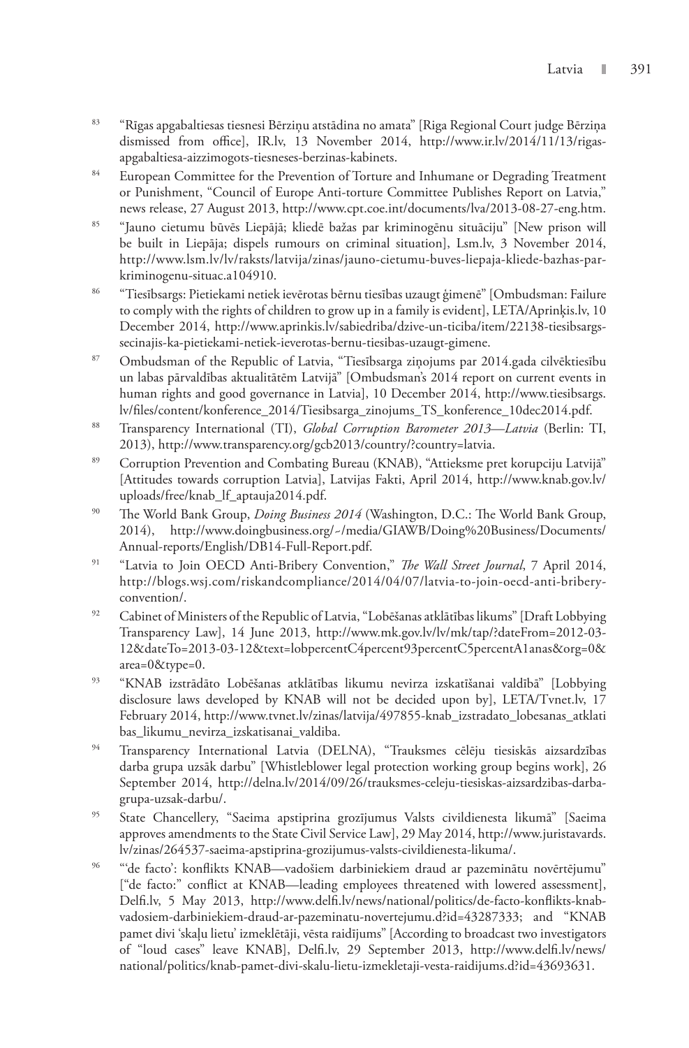83 "Rīgas apgabaltiesas tiesnesi Bērziņu atstādina no amata" [Riga Regional Court judge Bērziņa dismissed from office], IR.lv, 13 November 2014, http://www.ir.lv/2014/11/13/rigas-apgabaltiesa-aizzimogots-tiesneses-berzinas-kabinets.

84 European Committee for the Prevention of Torture and Inhumane or Degrading Treatment or Punishment, "Council of Europe Anti-torture Committee Publishes Report on Latvia," news release, 27 August 2013, http://www.cpt.coe.int/documents/lva/2013-08-27-eng.htm.

85 "Jauno cietumu būvēs Liepājā; kliedē bažas par kriminogēnu situāciju" [New prison will be built in Liepāja; dispels rumours on criminal situation], Lsm.lv, 3 November 2014, http://www.lsm.lv/lv/raksts/latvija/zinas/jauno-cietumu-buves-liepaja-kliede-bazhas-par-kriminogenu-situac.a104910.

86 "Tiesībsargs: Pietiekami netiek ievērotas bērnu tiesības uzaugt ģimenē" [Ombudsman: Failure to comply with the rights of children to grow up in a family is evident], LETA/Aprinķis.lv, 10 December 2014, http://www.aprinkis.lv/sabiedriba/dzive-un-ticiba/item/22138-tiesibsargs-secinajis-ka-pietiekami-netiek-ieverotas-bernu-tiesibas-uzaugt-gimene.

87 Ombudsman of the Republic of Latvia, "Tiesībsarga ziņojums par 2014.gada cilvēktiesību un labas pārvaldības aktualitātēm Latvijā" [Ombudsman's 2014 report on current events in human rights and good governance in Latvia], 10 December 2014, http://www.tiesibsargs.lv/files/content/konference_2014/Tiesibsarga_zinojums_TS_konference_10dec2014.pdf.

88 Transparency International (TI), *Global Corruption Barometer 2013—Latvia* (Berlin: TI, 2013), http://www.transparency.org/gcb2013/country/?country=latvia.

89 Corruption Prevention and Combating Bureau (KNAB), "Attieksme pret korupciju Latvijā" [Attitudes towards corruption Latvia], Latvijas Fakti, April 2014, http://www.knab.gov.lv/uploads/free/knab_lf_aptauja2014.pdf.

90 The World Bank Group, *Doing Business 2014* (Washington, D.C.: The World Bank Group, 2014), http://www.doingbusiness.org/~/media/GIAWB/Doing%20Business/Documents/Annual-reports/English/DB14-Full-Report.pdf.

91 "Latvia to Join OECD Anti-Bribery Convention," *The Wall Street Journal*, 7 April 2014, http://blogs.wsj.com/riskandcompliance/2014/04/07/latvia-to-join-oecd-anti-bribery-convention/.

92 Cabinet of Ministers of the Republic of Latvia, "Lobēšanas atklātības likums" [Draft Lobbying Transparency Law], 14 June 2013, http://www.mk.gov.lv/lv/mk/tap/?dateFrom=2012-03-12&dateTo=2013-03-12&text=lobpercentC4percent93percentC5percentA1anas&org=0&area=0&type=0.

93 "KNAB izstrādāto Lobēšanas atklātības likumu nevirza izskatīšanai valdībā" [Lobbying disclosure laws developed by KNAB will not be decided upon by], LETA/Tvnet.lv, 17 February 2014, http://www.tvnet.lv/zinas/latvija/497855-knab_izstradato_lobesanas_atklatibas_likumu_nevirza_izskatisanai_valdiba.

94 Transparency International Latvia (DELNA), "Trauksmes cēlēju tiesiskās aizsardzības darba grupa uzsāk darbu" [Whistleblower legal protection working group begins work], 26 September 2014, http://delna.lv/2014/09/26/trauksmes-celeju-tiesiskas-aizsardzibas-darba-grupa-uzsak-darbu/.

95 State Chancellery, "Saeima apstiprina grozījumus Valsts civildienesta likumā" [Saeima approves amendments to the State Civil Service Law], 29 May 2014, http://www.juristavards.lv/zinas/264537-saeima-apstiprina-grozijumus-valsts-civildienesta-likuma/.

96 "'de facto': konflikts KNAB—vadošiem darbiniekiem draud ar pazeminātu novērtējumu" ["de facto:" conflict at KNAB—leading employees threatened with lowered assessment], Delfi.lv, 5 May 2013, http://www.delfi.lv/news/national/politics/de-facto-konflikts-knab-vadosiem-darbiniekiem-draud-ar-pazeminatu-novertejumu.d?id=43287333; and "KNAB pamet divi 'skaļu lietu' izmeklētāji, vēsta raidījums" [According to broadcast two investigators of "loud cases" leave KNAB], Delfi.lv, 29 September 2013, http://www.delfi.lv/news/national/politics/knab-pamet-divi-skalu-lietu-izmekletaji-vesta-raidijums.d?id=43693631.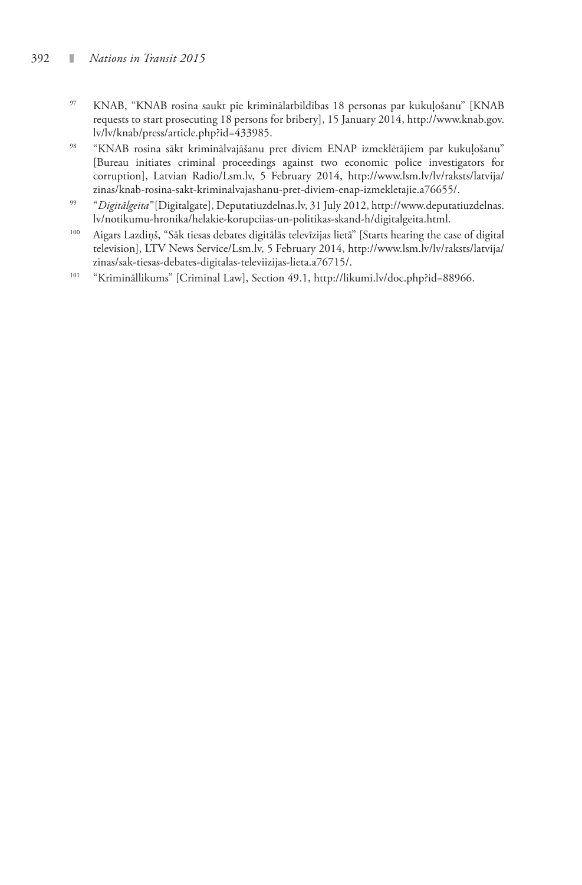[97] KNAB, "KNAB rosina saukt pie kriminālatbildības 18 personas par kukuļošanu" [KNAB requests to start prosecuting 18 persons for bribery], 15 January 2014, http://www.knab.gov.lv/lv/knab/press/article.php?id=433985.

[98] "KNAB rosina sākt kriminālvajāšanu pret diviem ENAP izmeklētājiem par kukuļošanu" [Bureau initiates criminal proceedings against two economic police investigators for corruption], Latvian Radio/Lsm.lv, 5 February 2014, http://www.lsm.lv/lv/raksts/latvija/zinas/knab-rosina-sakt-kriminalvajashanu-pret-diviem-enap-izmekletajie.a76655/.

[99] "*Digitālgeita*" [Digitalgate], Deputatiuzdelnas.lv, 31 July 2012, http://www.deputatiuzdelnas.lv/notikumu-hronika/helakie-korupciias-un-politikas-skand-h/digitalgeita.html.

[100] Aigars Lazdiņš, "Sāk tiesas debates digitālās televīzijas lietā" [Starts hearing the case of digital television], LTV News Service/Lsm.lv, 5 February 2014, http://www.lsm.lv/lv/raksts/latvija/zinas/sak-tiesas-debates-digitalas-televiizijas-lieta.a76715/.

[101] "Krimināllikums" [Criminal Law], Section 49.1, http://likumi.lv/doc.php?id=88966.